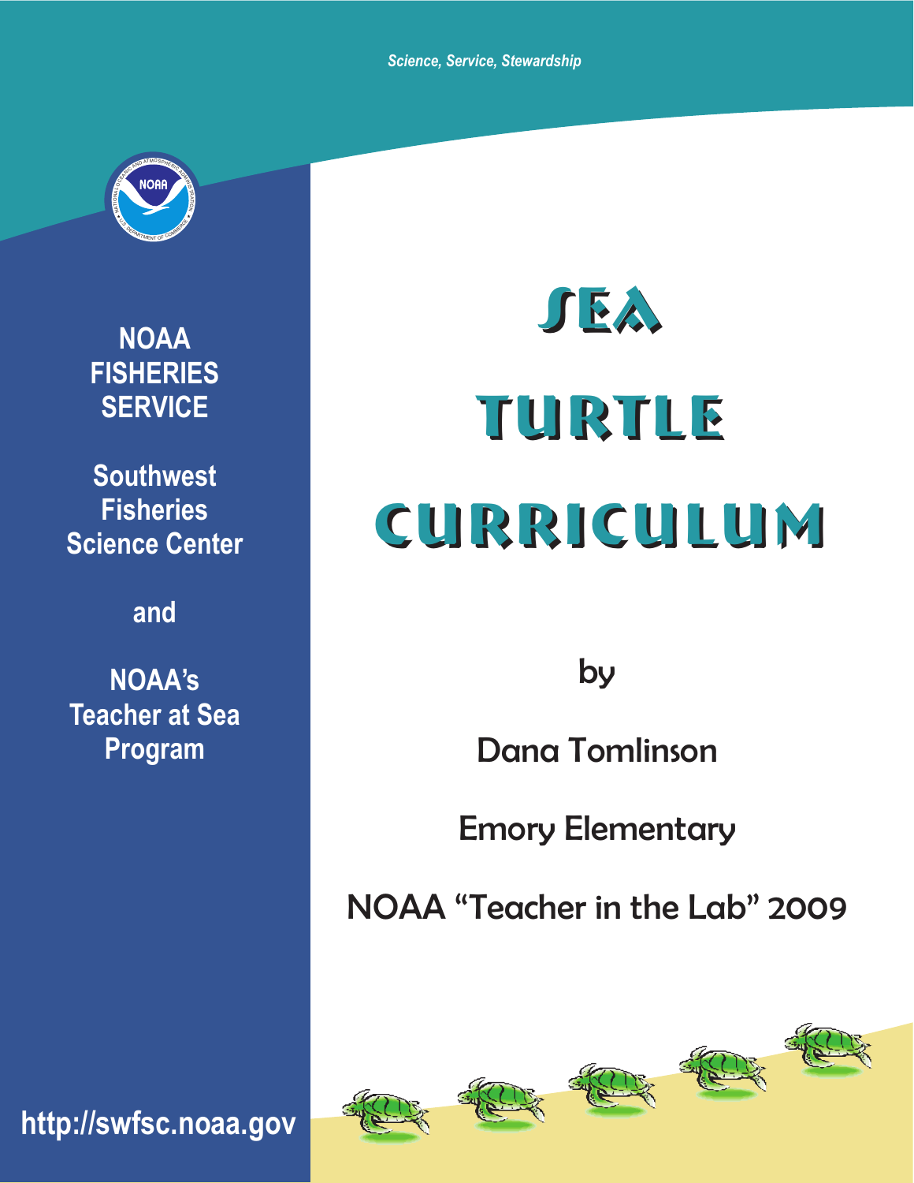*Science, Service, Stewardship*

**NOAA FISHERIES SERVICE**

**Southwest Fisheries Science Center**

**and**

**NOAA's Teacher at Sea Program**

# SEA TURTLE CURRICULUM

by

Dana Tomlinson

Emory Elementary

NOAA "Teacher in the Lab" 2009

**http://swfsc.noaa.gov**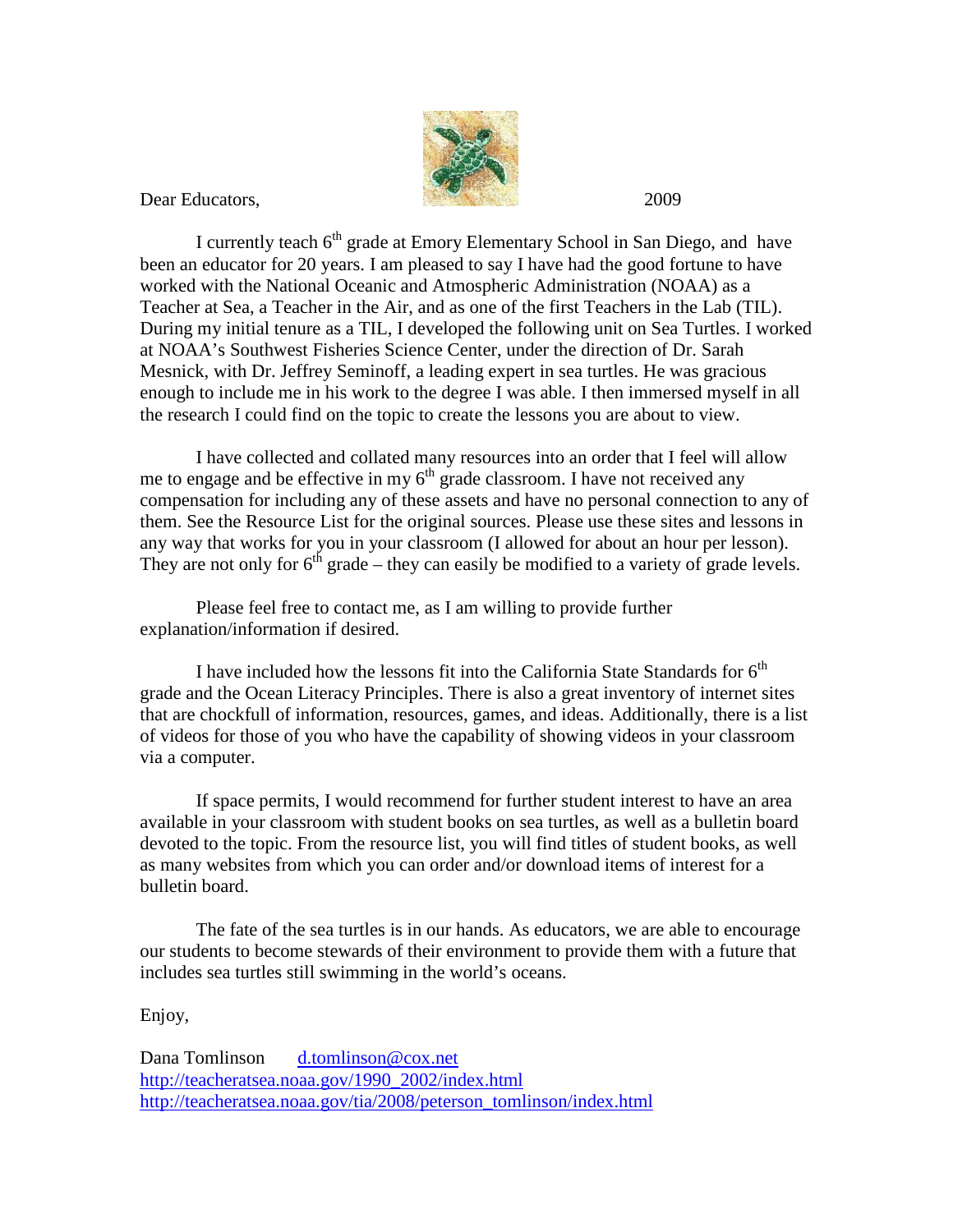Dear Educators, 2009

I currently teach 6th grade at Emory Elementary School in San Diego, and have been an educator for 20 years. I am pleased to say I have had the good fortune to have worked with the National Oceanic and Atmospheric Administration (NOAA) as a Teacher at Sea, a Teacher in the Air, and as one of the first Teachers in the Lab (TIL). During my initial tenure as a TIL, I developed the following unit on Sea Turtles. I worked at NOAA's Southwest Fisheries Science Center, under the direction of Dr. Sarah Mesnick, with Dr. Jeffrey Seminoff, a leading expert in sea turtles. He was gracious enough to include me in his work to the degree I was able. I then immersed myself in all the research I could find on the topic to create the lessons you are about to view.

I have collected and collated many resources into an order that I feel will allow me to engage and be effective in my 6th grade classroom. I have not received any compensation for including any of these assets and have no personal connection to any of them. See the Resource List for the original sources. Please use these sites and lessons in any way that works for you in your classroom (I allowed for about an hour per lesson). They are not only for 6th grade – they can easily be modified to a variety of grade levels.

Please feel free to contact me, as I am willing to provide further explanation/information if desired.

I have included how the lessons fit into the California State Standards for 6th grade and the Ocean Literacy Principles. There is also a great inventory of internet sites that are chockfull of information, resources, games, and ideas. Additionally, there is a list of videos for those of you who have the capability of showing videos in your classroom via a computer.

If space permits, I would recommend for further student interest to have an area available in your classroom with student books on sea turtles, as well as a bulletin board devoted to the topic. From the resource list, you will find titles of student books, as well as many websites from which you can order and/or download items of interest for a bulletin board.

The fate of the sea turtles is in our hands. As educators, we are able to encourage our students to become stewards of their environment to provide them with a future that includes sea turtles still swimming in the world's oceans.

Enjoy,

Dana Tomlinson d.tomlinson@cox.net
http://teacheratsea.noaa.gov/1990_2002/index.html
http://teacheratsea.noaa.gov/tia/2008/peterson_tomlinson/index.html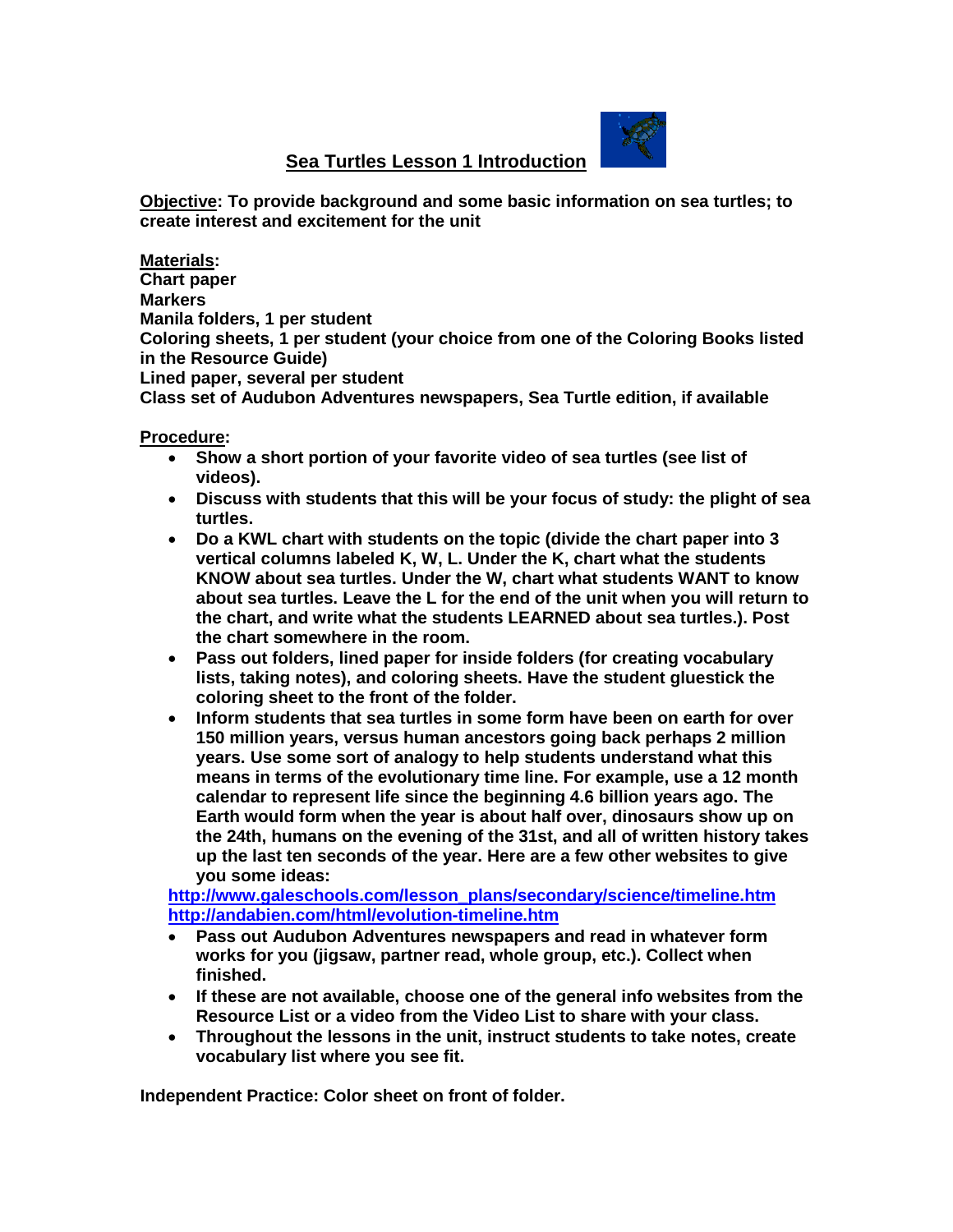# Sea Turtles Lesson 1 Introduction

**Objective: To provide background and some basic information on sea turtles; to create interest and excitement for the unit**

**Materials:**
**Chart paper**
**Markers**
**Manila folders, 1 per student**
**Coloring sheets, 1 per student (your choice from one of the Coloring Books listed in the Resource Guide)**
**Lined paper, several per student**
**Class set of Audubon Adventures newspapers, Sea Turtle edition, if available**

**Procedure:**

- **Show a short portion of your favorite video of sea turtles (see list of videos).**
- **Discuss with students that this will be your focus of study: the plight of sea turtles.**
- **Do a KWL chart with students on the topic (divide the chart paper into 3 vertical columns labeled K, W, L. Under the K, chart what the students KNOW about sea turtles. Under the W, chart what students WANT to know about sea turtles. Leave the L for the end of the unit when you will return to the chart, and write what the students LEARNED about sea turtles.). Post the chart somewhere in the room.**
- **Pass out folders, lined paper for inside folders (for creating vocabulary lists, taking notes), and coloring sheets. Have the student gluestick the coloring sheet to the front of the folder.**
- **Inform students that sea turtles in some form have been on earth for over 150 million years, versus human ancestors going back perhaps 2 million years. Use some sort of analogy to help students understand what this means in terms of the evolutionary time line. For example, use a 12 month calendar to represent life since the beginning 4.6 billion years ago. The Earth would form when the year is about half over, dinosaurs show up on the 24th, humans on the evening of the 31st, and all of written history takes up the last ten seconds of the year. Here are a few other websites to give you some ideas:**

  **http://www.galeschools.com/lesson_plans/secondary/science/timeline.htm**
  **http://andabien.com/html/evolution-timeline.htm**
- **Pass out Audubon Adventures newspapers and read in whatever form works for you (jigsaw, partner read, whole group, etc.). Collect when finished.**
- **If these are not available, choose one of the general info websites from the Resource List or a video from the Video List to share with your class.**
- **Throughout the lessons in the unit, instruct students to take notes, create vocabulary list where you see fit.**

**Independent Practice: Color sheet on front of folder.**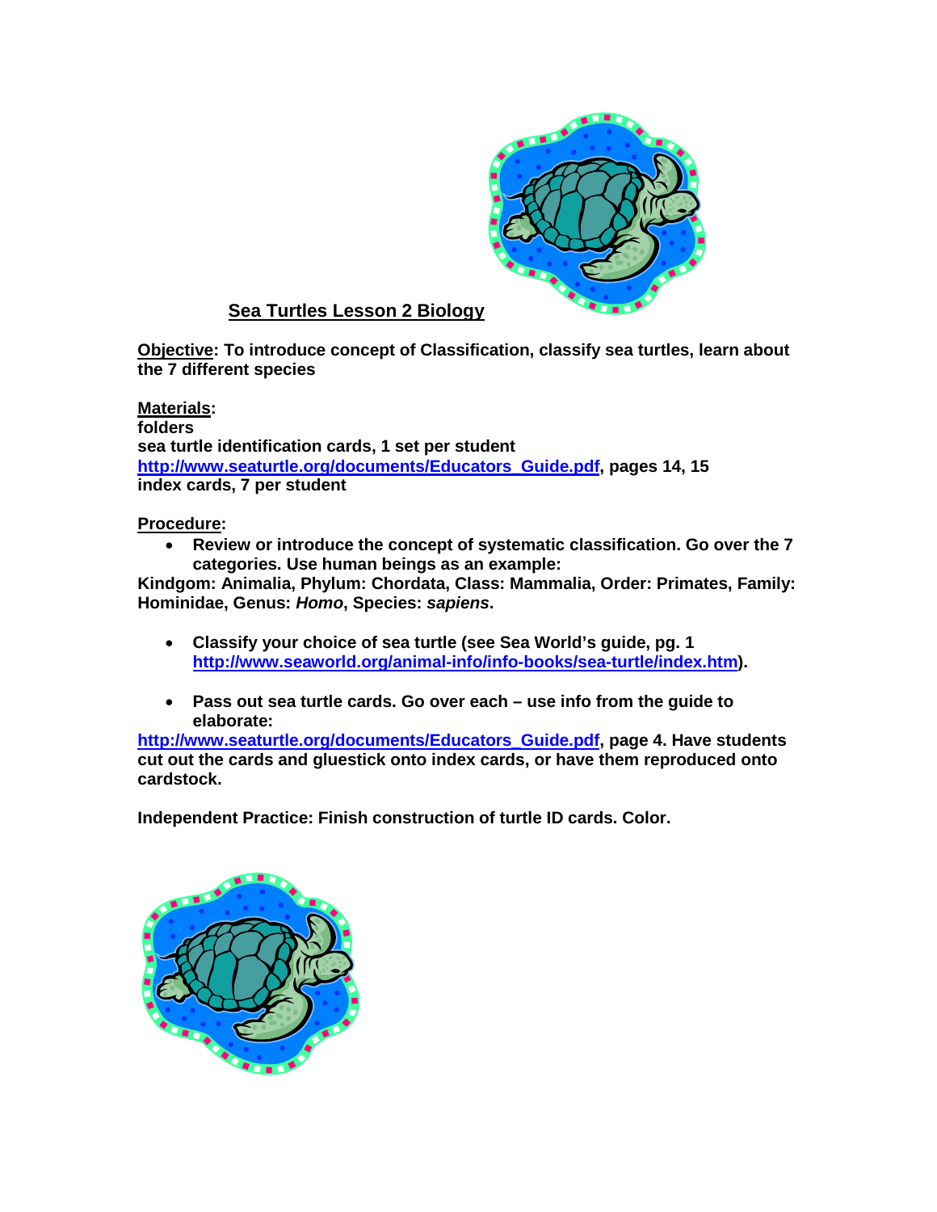## Sea Turtles Lesson 2 Biology

**Objective: To introduce concept of Classification, classify sea turtles, learn about the 7 different species**

**Materials:**
**folders**
**sea turtle identification cards, 1 set per student**
**http://www.seaturtle.org/documents/Educators_Guide.pdf, pages 14, 15**
**index cards, 7 per student**

**Procedure:**

- **Review or introduce the concept of systematic classification. Go over the 7 categories. Use human beings as an example:**

**Kindgom: Animalia, Phylum: Chordata, Class: Mammalia, Order: Primates, Family: Hominidae, Genus: *Homo*, Species: *sapiens*.**

- **Classify your choice of sea turtle (see Sea World's guide, pg. 1 http://www.seaworld.org/animal-info/info-books/sea-turtle/index.htm).**

- **Pass out sea turtle cards. Go over each – use info from the guide to elaborate:**

**http://www.seaturtle.org/documents/Educators_Guide.pdf, page 4. Have students cut out the cards and gluestick onto index cards, or have them reproduced onto cardstock.**

**Independent Practice: Finish construction of turtle ID cards. Color.**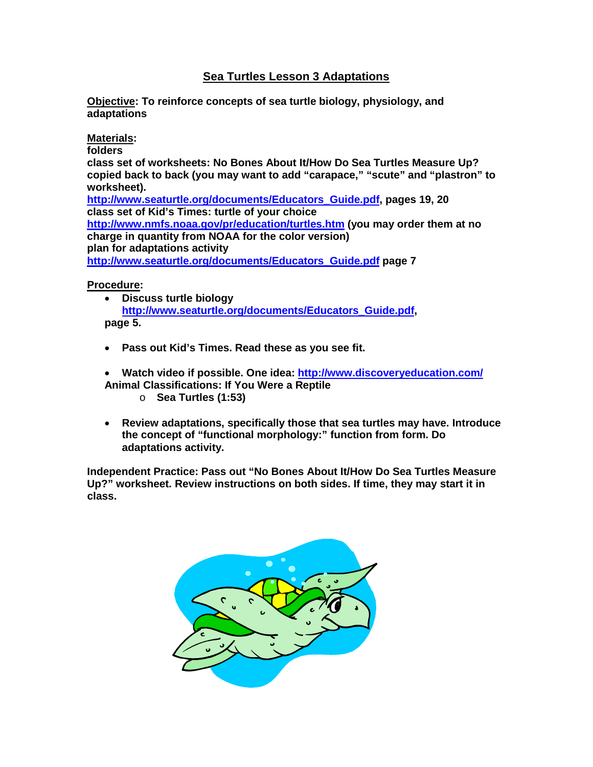# Sea Turtles Lesson 3 Adaptations

**Objective: To reinforce concepts of sea turtle biology, physiology, and adaptations**

**Materials:**

**folders**

**class set of worksheets: No Bones About It/How Do Sea Turtles Measure Up? copied back to back (you may want to add "carapace," "scute" and "plastron" to worksheet).**

**http://www.seaturtle.org/documents/Educators_Guide.pdf, pages 19, 20**

**class set of Kid's Times: turtle of your choice**

**http://www.nmfs.noaa.gov/pr/education/turtles.htm (you may order them at no charge in quantity from NOAA for the color version)**

**plan for adaptations activity**

**http://www.seaturtle.org/documents/Educators_Guide.pdf page 7**

**Procedure:**

- **Discuss turtle biology http://www.seaturtle.org/documents/Educators_Guide.pdf, page 5.**
- **Pass out Kid's Times. Read these as you see fit.**
- **Watch video if possible. One idea: http://www.discoveryeducation.com/ Animal Classifications: If You Were a Reptile**
  - **Sea Turtles (1:53)**
- **Review adaptations, specifically those that sea turtles may have. Introduce the concept of "functional morphology:" function from form. Do adaptations activity.**

**Independent Practice: Pass out "No Bones About It/How Do Sea Turtles Measure Up?" worksheet. Review instructions on both sides. If time, they may start it in class.**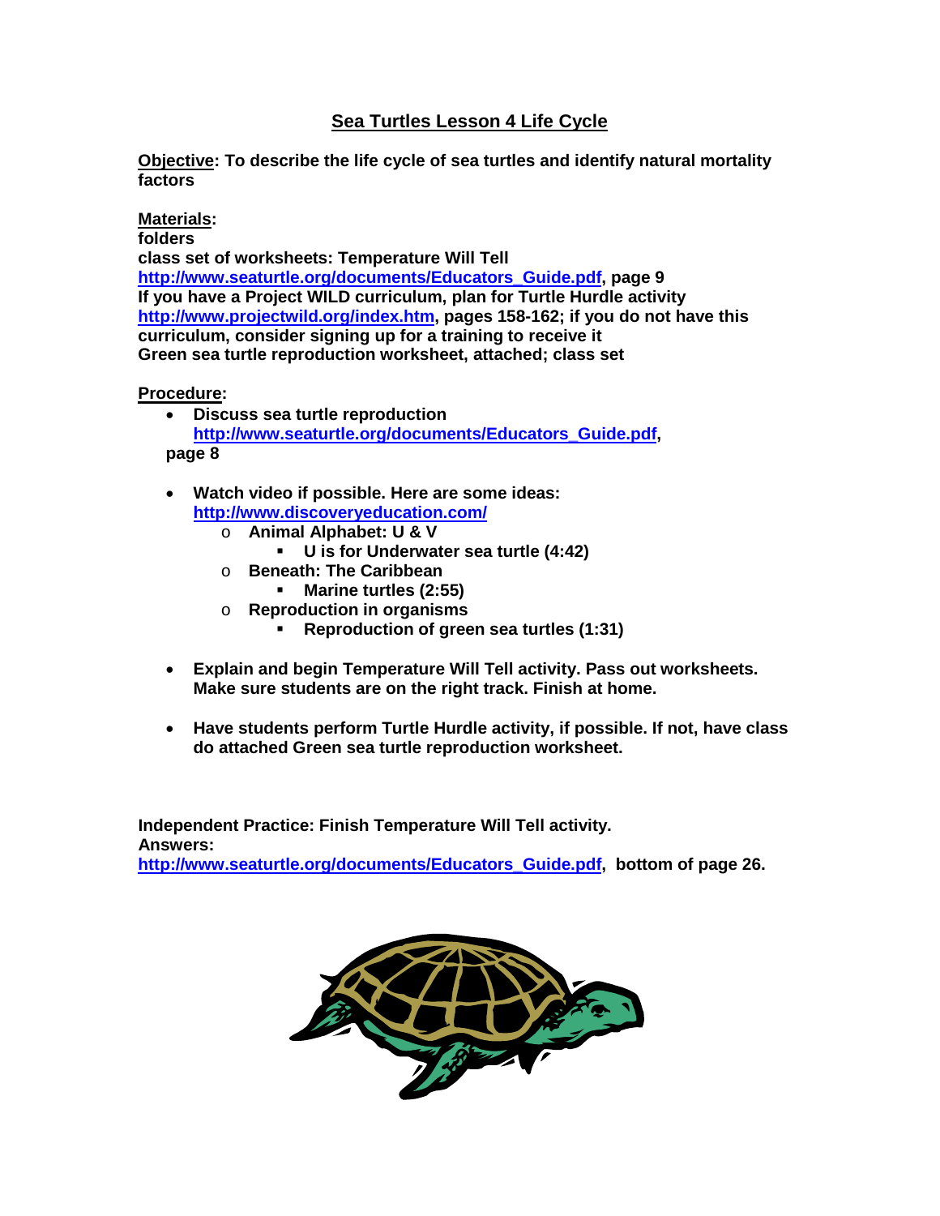# Sea Turtles Lesson 4 Life Cycle

**Objective: To describe the life cycle of sea turtles and identify natural mortality factors**

**Materials:**
**folders**
**class set of worksheets: Temperature Will Tell**
**[http://www.seaturtle.org/documents/Educators_Guide.pdf](http://www.seaturtle.org/documents/Educators_Guide.pdf), page 9**
**If you have a Project WILD curriculum, plan for Turtle Hurdle activity [http://www.projectwild.org/index.htm](http://www.projectwild.org/index.htm), pages 158-162; if you do not have this curriculum, consider signing up for a training to receive it**
**Green sea turtle reproduction worksheet, attached; class set**

**Procedure:**

- **Discuss sea turtle reproduction [http://www.seaturtle.org/documents/Educators_Guide.pdf](http://www.seaturtle.org/documents/Educators_Guide.pdf), page 8**

- **Watch video if possible. Here are some ideas: [http://www.discoveryeducation.com/](http://www.discoveryeducation.com/)**
  - **Animal Alphabet: U & V**
    - **U is for Underwater sea turtle (4:42)**
  - **Beneath: The Caribbean**
    - **Marine turtles (2:55)**
  - **Reproduction in organisms**
    - **Reproduction of green sea turtles (1:31)**

- **Explain and begin Temperature Will Tell activity. Pass out worksheets. Make sure students are on the right track. Finish at home.**

- **Have students perform Turtle Hurdle activity, if possible. If not, have class do attached Green sea turtle reproduction worksheet.**

**Independent Practice: Finish Temperature Will Tell activity.**
**Answers:**
**[http://www.seaturtle.org/documents/Educators_Guide.pdf](http://www.seaturtle.org/documents/Educators_Guide.pdf), bottom of page 26.**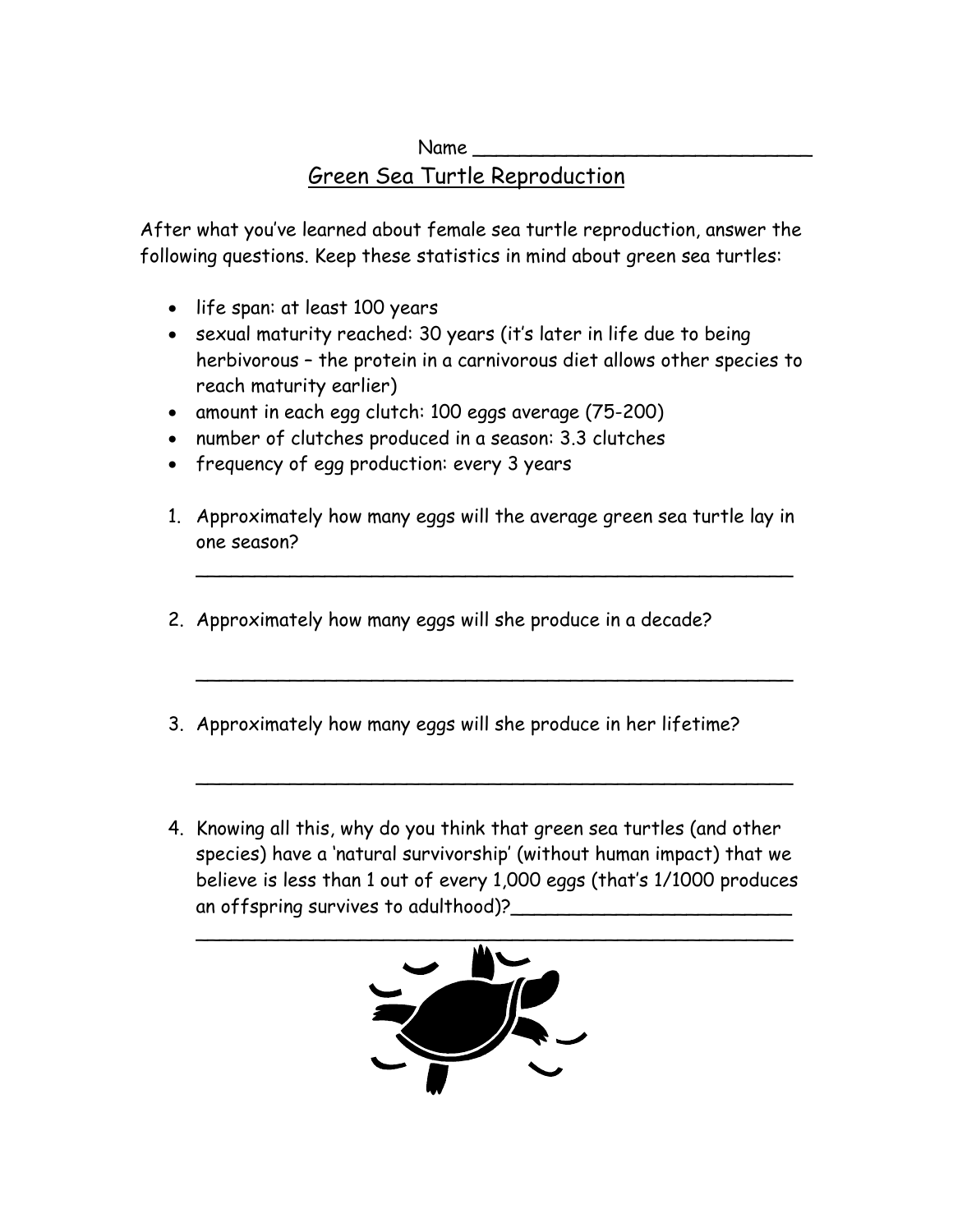Name ______________________________

## Green Sea Turtle Reproduction

After what you've learned about female sea turtle reproduction, answer the following questions. Keep these statistics in mind about green sea turtles:

- life span: at least 100 years
- sexual maturity reached: 30 years (it's later in life due to being herbivorous – the protein in a carnivorous diet allows other species to reach maturity earlier)
- amount in each egg clutch: 100 eggs average (75-200)
- number of clutches produced in a season: 3.3 clutches
- frequency of egg production: every 3 years

1. Approximately how many eggs will the average green sea turtle lay in one season?

   ______________________________________________________

2. Approximately how many eggs will she produce in a decade?

   ______________________________________________________

3. Approximately how many eggs will she produce in her lifetime?

   ______________________________________________________

4. Knowing all this, why do you think that green sea turtles (and other species) have a 'natural survivorship' (without human impact) that we believe is less than 1 out of every 1,000 eggs (that's 1/1000 produces an offspring survives to adulthood)?________________________

   ______________________________________________________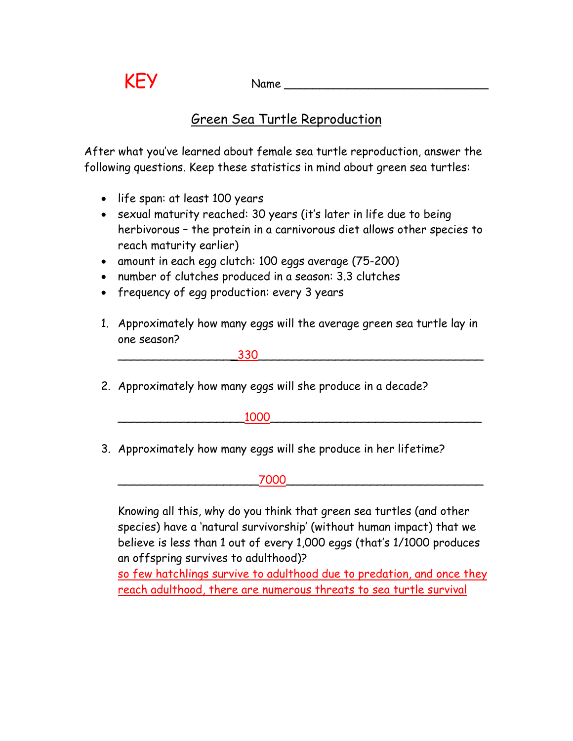KEY

Name ____________________________

## Green Sea Turtle Reproduction

After what you've learned about female sea turtle reproduction, answer the following questions. Keep these statistics in mind about green sea turtles:

- life span: at least 100 years
- sexual maturity reached: 30 years (it's later in life due to being herbivorous – the protein in a carnivorous diet allows other species to reach maturity earlier)
- amount in each egg clutch: 100 eggs average (75-200)
- number of clutches produced in a season: 3.3 clutches
- frequency of egg production: every 3 years

1. Approximately how many eggs will the average green sea turtle lay in one season?

   ________________330________________________________

2. Approximately how many eggs will she produce in a decade?

   __________________1000______________________________

3. Approximately how many eggs will she produce in her lifetime?

   ____________________7000____________________________

   Knowing all this, why do you think that green sea turtles (and other species) have a 'natural survivorship' (without human impact) that we believe is less than 1 out of every 1,000 eggs (that's 1/1000 produces an offspring survives to adulthood)?

   so few hatchlings survive to adulthood due to predation, and once they reach adulthood, there are numerous threats to sea turtle survival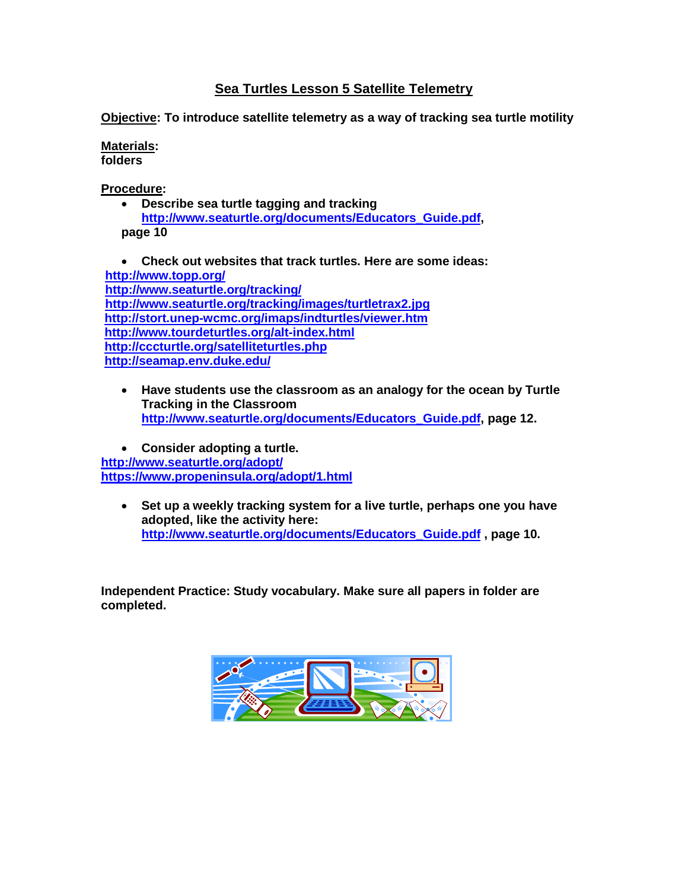# Sea Turtles Lesson 5 Satellite Telemetry

**Objective: To introduce satellite telemetry as a way of tracking sea turtle motility**

**Materials:**
**folders**

**Procedure:**

- **Describe sea turtle tagging and tracking http://www.seaturtle.org/documents/Educators_Guide.pdf, page 10**

- **Check out websites that track turtles. Here are some ideas:**

http://www.topp.org/
http://www.seaturtle.org/tracking/
http://www.seaturtle.org/tracking/images/turtletrax2.jpg
http://stort.unep-wcmc.org/imaps/indturtles/viewer.htm
http://www.tourdeturtles.org/alt-index.html
http://cccturtle.org/satelliteturtles.php
http://seamap.env.duke.edu/

- **Have students use the classroom as an analogy for the ocean by Turtle Tracking in the Classroom http://www.seaturtle.org/documents/Educators_Guide.pdf, page 12.**

- **Consider adopting a turtle.**

http://www.seaturtle.org/adopt/
https://www.propeninsula.org/adopt/1.html

- **Set up a weekly tracking system for a live turtle, perhaps one you have adopted, like the activity here: http://www.seaturtle.org/documents/Educators_Guide.pdf , page 10.**

**Independent Practice: Study vocabulary. Make sure all papers in folder are completed.**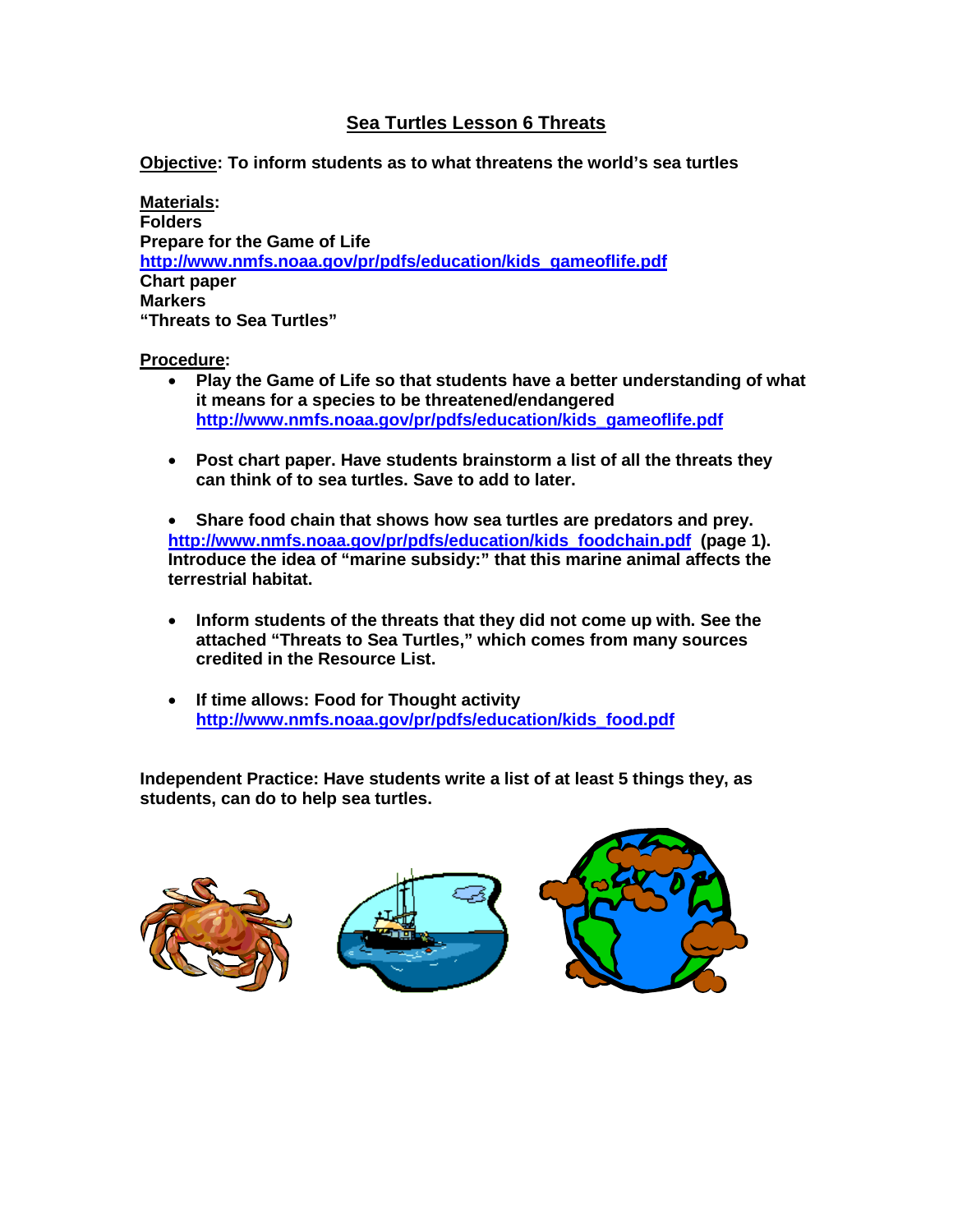# Sea Turtles Lesson 6 Threats

**Objective: To inform students as to what threatens the world's sea turtles**

**Materials:**
**Folders**
**Prepare for the Game of Life**
**http://www.nmfs.noaa.gov/pr/pdfs/education/kids_gameoflife.pdf**
**Chart paper**
**Markers**
**"Threats to Sea Turtles"**

**Procedure:**

- **Play the Game of Life so that students have a better understanding of what it means for a species to be threatened/endangered http://www.nmfs.noaa.gov/pr/pdfs/education/kids_gameoflife.pdf**

- **Post chart paper. Have students brainstorm a list of all the threats they can think of to sea turtles. Save to add to later.**

- **Share food chain that shows how sea turtles are predators and prey. http://www.nmfs.noaa.gov/pr/pdfs/education/kids_foodchain.pdf (page 1). Introduce the idea of "marine subsidy:" that this marine animal affects the terrestrial habitat.**

- **Inform students of the threats that they did not come up with. See the attached "Threats to Sea Turtles," which comes from many sources credited in the Resource List.**

- **If time allows: Food for Thought activity http://www.nmfs.noaa.gov/pr/pdfs/education/kids_food.pdf**

**Independent Practice: Have students write a list of at least 5 things they, as students, can do to help sea turtles.**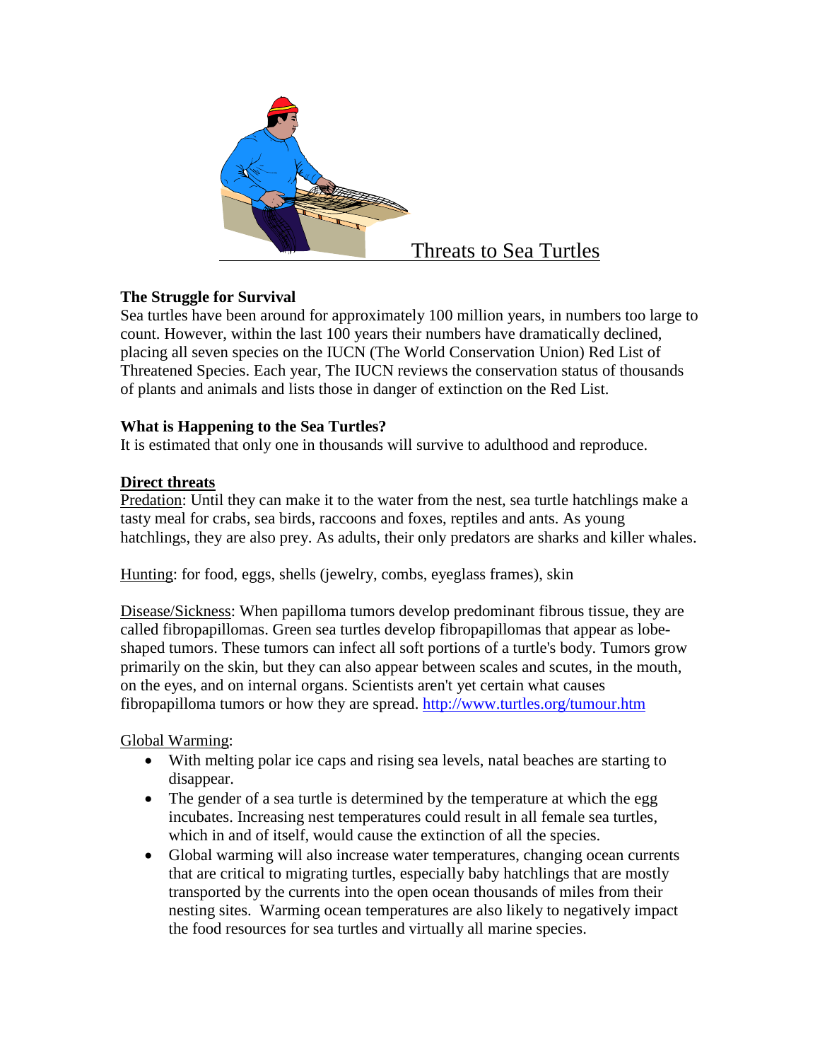# Threats to Sea Turtles

**The Struggle for Survival**
Sea turtles have been around for approximately 100 million years, in numbers too large to count. However, within the last 100 years their numbers have dramatically declined, placing all seven species on the IUCN (The World Conservation Union) Red List of Threatened Species. Each year, The IUCN reviews the conservation status of thousands of plants and animals and lists those in danger of extinction on the Red List.

**What is Happening to the Sea Turtles?**
It is estimated that only one in thousands will survive to adulthood and reproduce.

**Direct threats**

Predation: Until they can make it to the water from the nest, sea turtle hatchlings make a tasty meal for crabs, sea birds, raccoons and foxes, reptiles and ants. As young hatchlings, they are also prey. As adults, their only predators are sharks and killer whales.

Hunting: for food, eggs, shells (jewelry, combs, eyeglass frames), skin

Disease/Sickness: When papilloma tumors develop predominant fibrous tissue, they are called fibropapillomas. Green sea turtles develop fibropapillomas that appear as lobe-shaped tumors. These tumors can infect all soft portions of a turtle's body. Tumors grow primarily on the skin, but they can also appear between scales and scutes, in the mouth, on the eyes, and on internal organs. Scientists aren't yet certain what causes fibropapilloma tumors or how they are spread. http://www.turtles.org/tumour.htm

Global Warming:

- With melting polar ice caps and rising sea levels, natal beaches are starting to disappear.
- The gender of a sea turtle is determined by the temperature at which the egg incubates. Increasing nest temperatures could result in all female sea turtles, which in and of itself, would cause the extinction of all the species.
- Global warming will also increase water temperatures, changing ocean currents that are critical to migrating turtles, especially baby hatchlings that are mostly transported by the currents into the open ocean thousands of miles from their nesting sites. Warming ocean temperatures are also likely to negatively impact the food resources for sea turtles and virtually all marine species.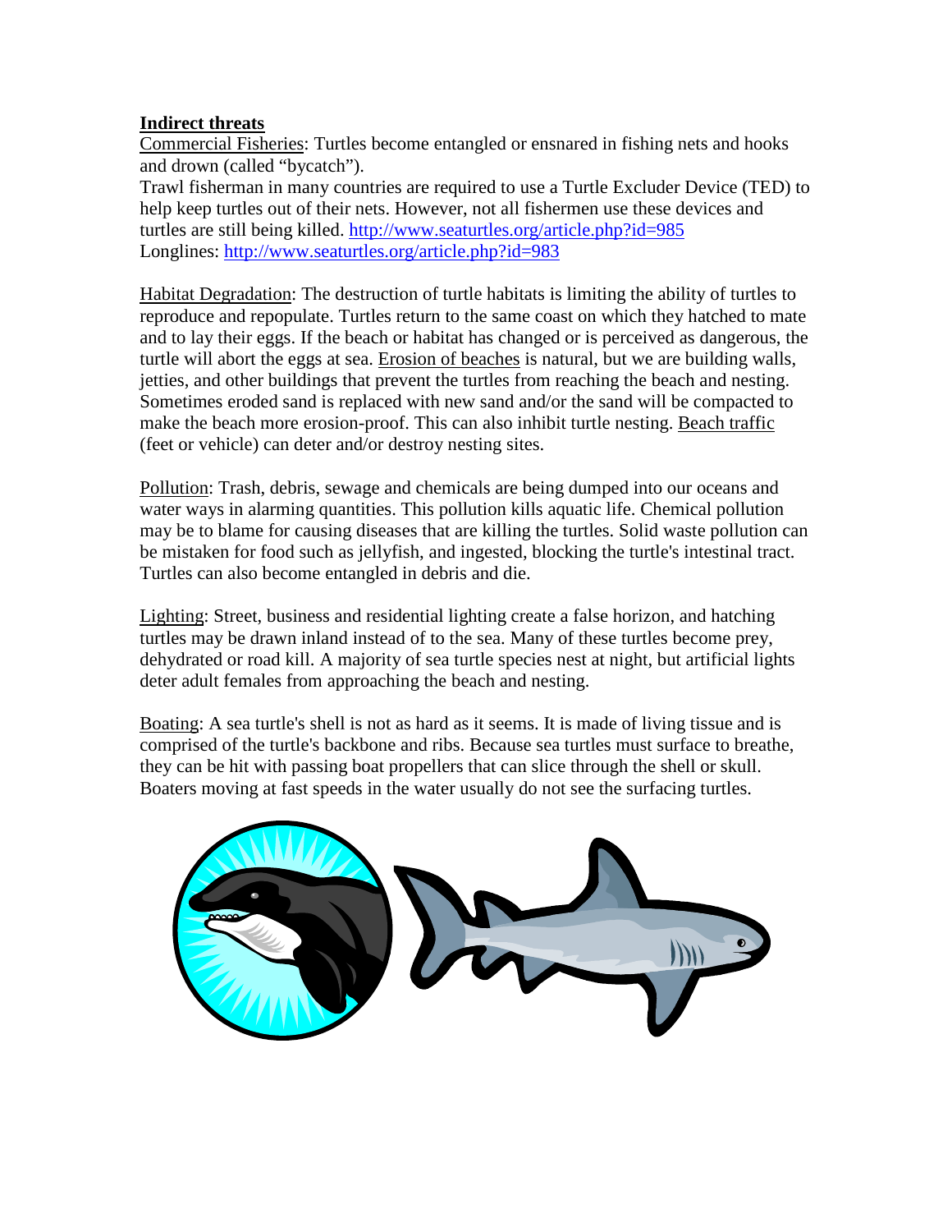**Indirect threats**

Commercial Fisheries: Turtles become entangled or ensnared in fishing nets and hooks and drown (called "bycatch").

Trawl fisherman in many countries are required to use a Turtle Excluder Device (TED) to help keep turtles out of their nets. However, not all fishermen use these devices and turtles are still being killed. http://www.seaturtles.org/article.php?id=985

Longlines: http://www.seaturtles.org/article.php?id=983

Habitat Degradation: The destruction of turtle habitats is limiting the ability of turtles to reproduce and repopulate. Turtles return to the same coast on which they hatched to mate and to lay their eggs. If the beach or habitat has changed or is perceived as dangerous, the turtle will abort the eggs at sea. Erosion of beaches is natural, but we are building walls, jetties, and other buildings that prevent the turtles from reaching the beach and nesting. Sometimes eroded sand is replaced with new sand and/or the sand will be compacted to make the beach more erosion-proof. This can also inhibit turtle nesting. Beach traffic (feet or vehicle) can deter and/or destroy nesting sites.

Pollution: Trash, debris, sewage and chemicals are being dumped into our oceans and water ways in alarming quantities. This pollution kills aquatic life. Chemical pollution may be to blame for causing diseases that are killing the turtles. Solid waste pollution can be mistaken for food such as jellyfish, and ingested, blocking the turtle's intestinal tract. Turtles can also become entangled in debris and die.

Lighting: Street, business and residential lighting create a false horizon, and hatching turtles may be drawn inland instead of to the sea. Many of these turtles become prey, dehydrated or road kill. A majority of sea turtle species nest at night, but artificial lights deter adult females from approaching the beach and nesting.

Boating: A sea turtle's shell is not as hard as it seems. It is made of living tissue and is comprised of the turtle's backbone and ribs. Because sea turtles must surface to breathe, they can be hit with passing boat propellers that can slice through the shell or skull. Boaters moving at fast speeds in the water usually do not see the surfacing turtles.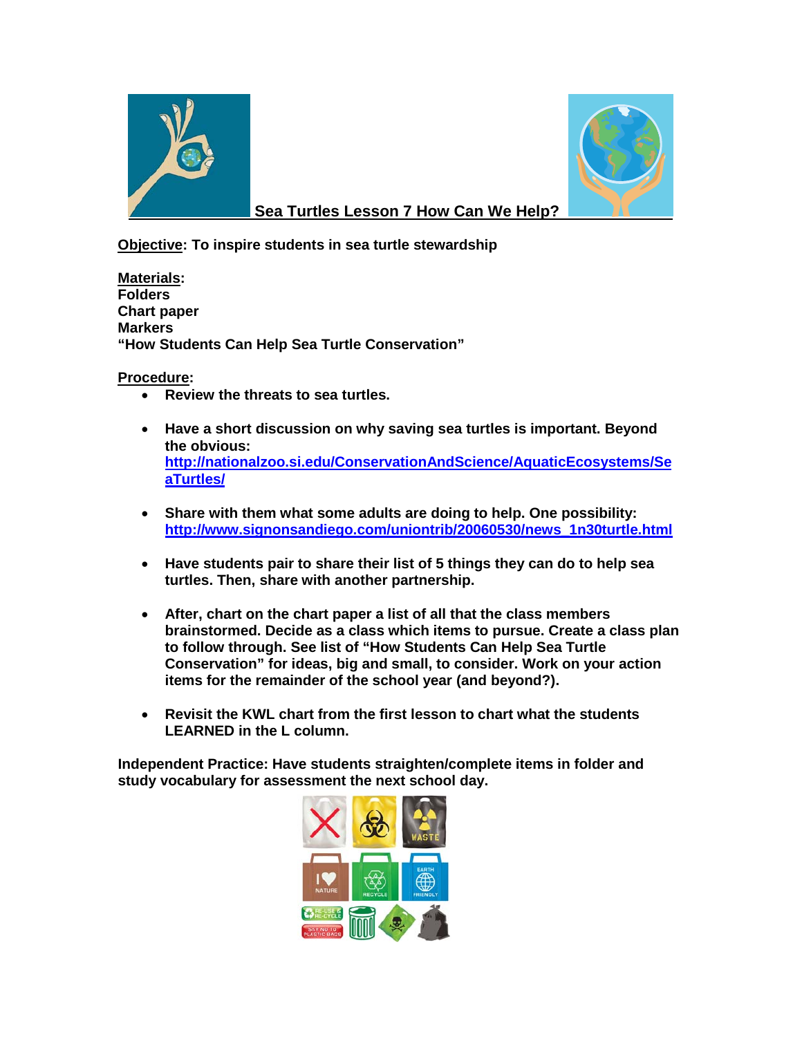## Sea Turtles Lesson 7 How Can We Help?

**Objective: To inspire students in sea turtle stewardship**

**Materials:**
**Folders**
**Chart paper**
**Markers**
**"How Students Can Help Sea Turtle Conservation"**

**Procedure:**

- **Review the threats to sea turtles.**

- **Have a short discussion on why saving sea turtles is important. Beyond the obvious:** http://nationalzoo.si.edu/ConservationAndScience/AquaticEcosystems/SeaTurtles/

- **Share with them what some adults are doing to help. One possibility:** http://www.signonsandiego.com/uniontrib/20060530/news_1n30turtle.html

- **Have students pair to share their list of 5 things they can do to help sea turtles. Then, share with another partnership.**

- **After, chart on the chart paper a list of all that the class members brainstormed. Decide as a class which items to pursue. Create a class plan to follow through. See list of "How Students Can Help Sea Turtle Conservation" for ideas, big and small, to consider. Work on your action items for the remainder of the school year (and beyond?).**

- **Revisit the KWL chart from the first lesson to chart what the students LEARNED in the L column.**

**Independent Practice: Have students straighten/complete items in folder and study vocabulary for assessment the next school day.**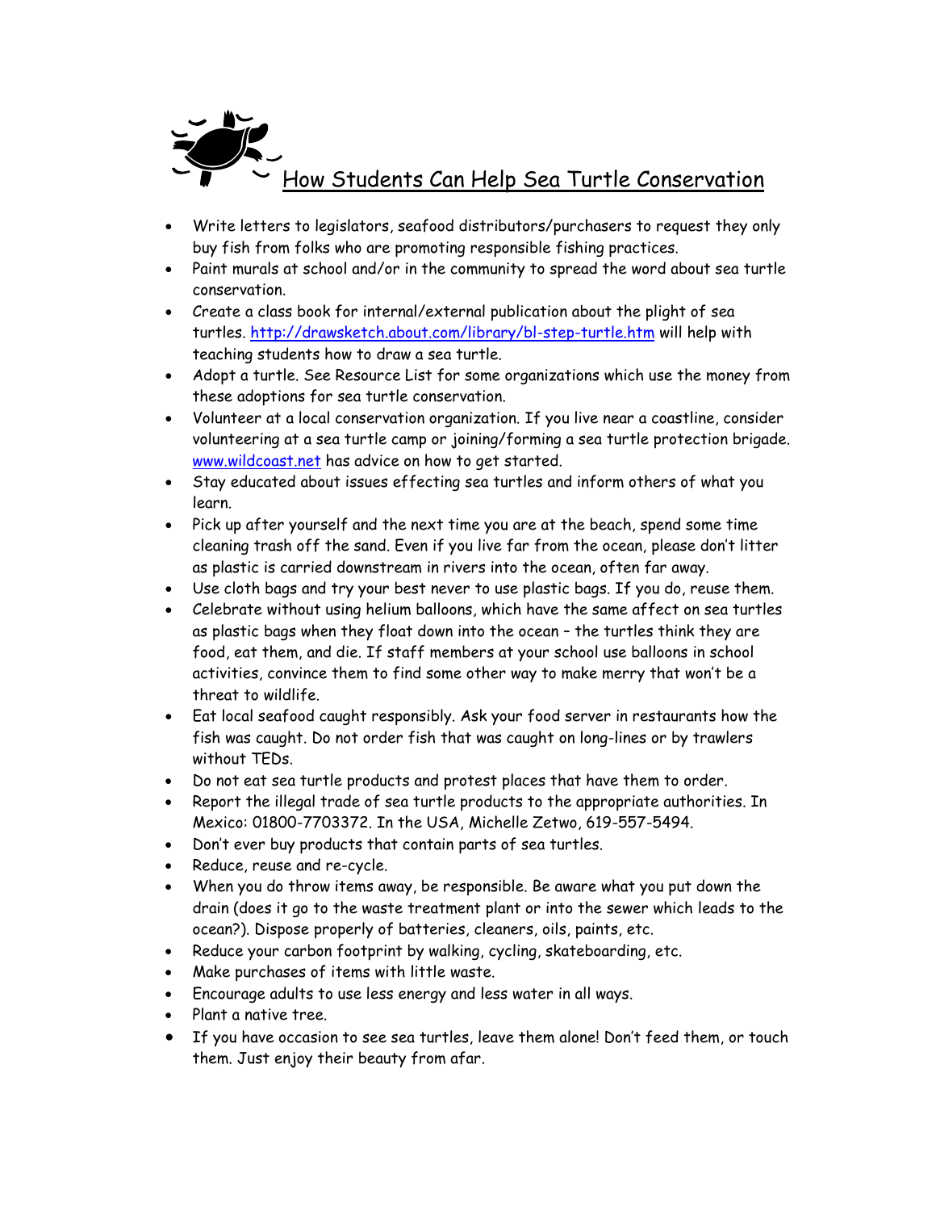# How Students Can Help Sea Turtle Conservation

- Write letters to legislators, seafood distributors/purchasers to request they only buy fish from folks who are promoting responsible fishing practices.
- Paint murals at school and/or in the community to spread the word about sea turtle conservation.
- Create a class book for internal/external publication about the plight of sea turtles. http://drawsketch.about.com/library/bl-step-turtle.htm will help with teaching students how to draw a sea turtle.
- Adopt a turtle. See Resource List for some organizations which use the money from these adoptions for sea turtle conservation.
- Volunteer at a local conservation organization. If you live near a coastline, consider volunteering at a sea turtle camp or joining/forming a sea turtle protection brigade. www.wildcoast.net has advice on how to get started.
- Stay educated about issues effecting sea turtles and inform others of what you learn.
- Pick up after yourself and the next time you are at the beach, spend some time cleaning trash off the sand. Even if you live far from the ocean, please don't litter as plastic is carried downstream in rivers into the ocean, often far away.
- Use cloth bags and try your best never to use plastic bags. If you do, reuse them.
- Celebrate without using helium balloons, which have the same affect on sea turtles as plastic bags when they float down into the ocean – the turtles think they are food, eat them, and die. If staff members at your school use balloons in school activities, convince them to find some other way to make merry that won't be a threat to wildlife.
- Eat local seafood caught responsibly. Ask your food server in restaurants how the fish was caught. Do not order fish that was caught on long-lines or by trawlers without TEDs.
- Do not eat sea turtle products and protest places that have them to order.
- Report the illegal trade of sea turtle products to the appropriate authorities. In Mexico: 01800-7703372. In the USA, Michelle Zetwo, 619-557-5494.
- Don't ever buy products that contain parts of sea turtles.
- Reduce, reuse and re-cycle.
- When you do throw items away, be responsible. Be aware what you put down the drain (does it go to the waste treatment plant or into the sewer which leads to the ocean?). Dispose properly of batteries, cleaners, oils, paints, etc.
- Reduce your carbon footprint by walking, cycling, skateboarding, etc.
- Make purchases of items with little waste.
- Encourage adults to use less energy and less water in all ways.
- Plant a native tree.
- If you have occasion to see sea turtles, leave them alone! Don't feed them, or touch them. Just enjoy their beauty from afar.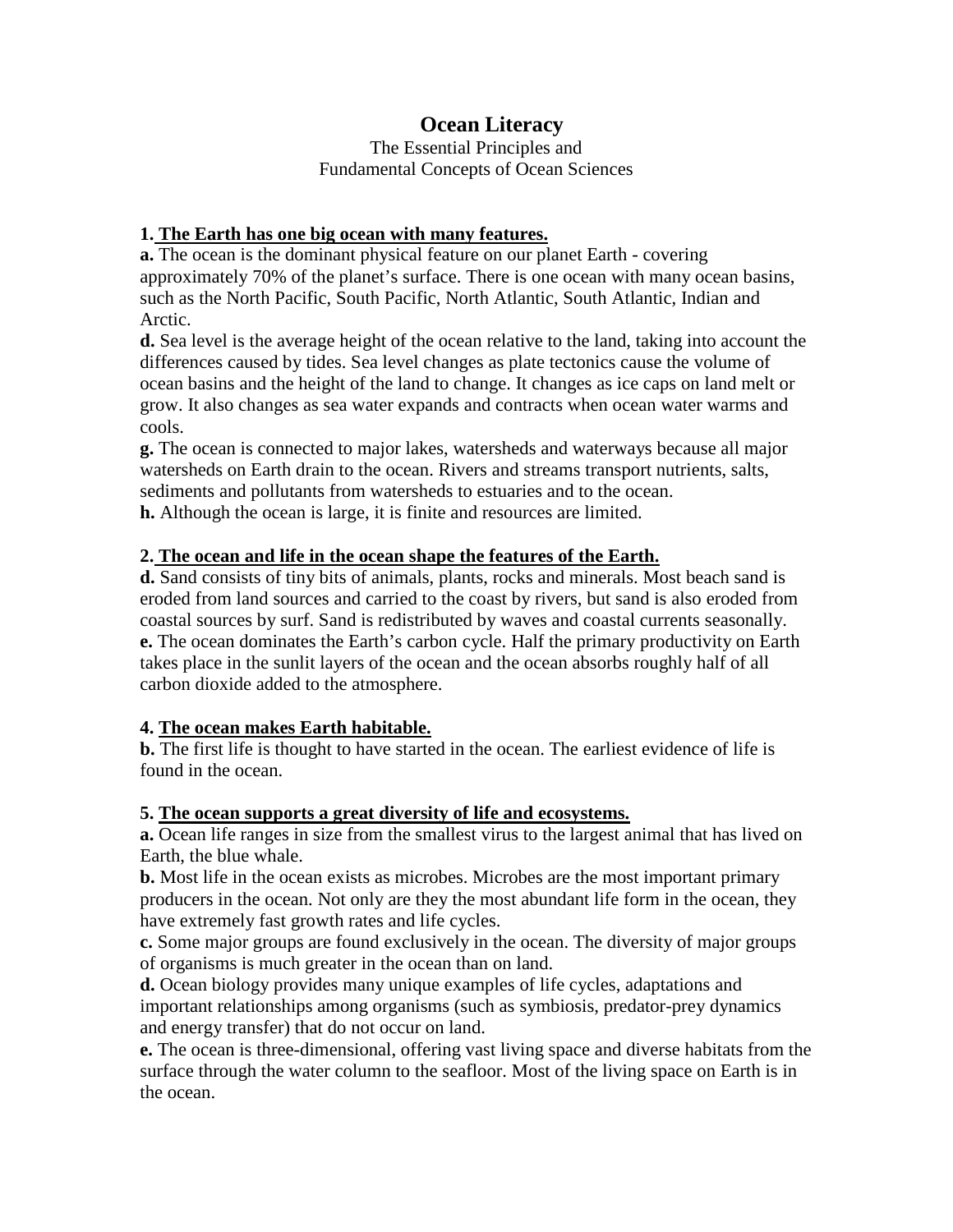# Ocean Literacy

The Essential Principles and
Fundamental Concepts of Ocean Sciences

**1. <u>The Earth has one big ocean with many features.</u>**

**a.** The ocean is the dominant physical feature on our planet Earth - covering approximately 70% of the planet's surface. There is one ocean with many ocean basins, such as the North Pacific, South Pacific, North Atlantic, South Atlantic, Indian and Arctic.

**d.** Sea level is the average height of the ocean relative to the land, taking into account the differences caused by tides. Sea level changes as plate tectonics cause the volume of ocean basins and the height of the land to change. It changes as ice caps on land melt or grow. It also changes as sea water expands and contracts when ocean water warms and cools.

**g.** The ocean is connected to major lakes, watersheds and waterways because all major watersheds on Earth drain to the ocean. Rivers and streams transport nutrients, salts, sediments and pollutants from watersheds to estuaries and to the ocean.

**h.** Although the ocean is large, it is finite and resources are limited.

**2. <u>The ocean and life in the ocean shape the features of the Earth.</u>**

**d.** Sand consists of tiny bits of animals, plants, rocks and minerals. Most beach sand is eroded from land sources and carried to the coast by rivers, but sand is also eroded from coastal sources by surf. Sand is redistributed by waves and coastal currents seasonally.

**e.** The ocean dominates the Earth's carbon cycle. Half the primary productivity on Earth takes place in the sunlit layers of the ocean and the ocean absorbs roughly half of all carbon dioxide added to the atmosphere.

**4. <u>The ocean makes Earth habitable.</u>**

**b.** The first life is thought to have started in the ocean. The earliest evidence of life is found in the ocean.

**5. <u>The ocean supports a great diversity of life and ecosystems.</u>**

**a.** Ocean life ranges in size from the smallest virus to the largest animal that has lived on Earth, the blue whale.

**b.** Most life in the ocean exists as microbes. Microbes are the most important primary producers in the ocean. Not only are they the most abundant life form in the ocean, they have extremely fast growth rates and life cycles.

**c.** Some major groups are found exclusively in the ocean. The diversity of major groups of organisms is much greater in the ocean than on land.

**d.** Ocean biology provides many unique examples of life cycles, adaptations and important relationships among organisms (such as symbiosis, predator-prey dynamics and energy transfer) that do not occur on land.

**e.** The ocean is three-dimensional, offering vast living space and diverse habitats from the surface through the water column to the seafloor. Most of the living space on Earth is in the ocean.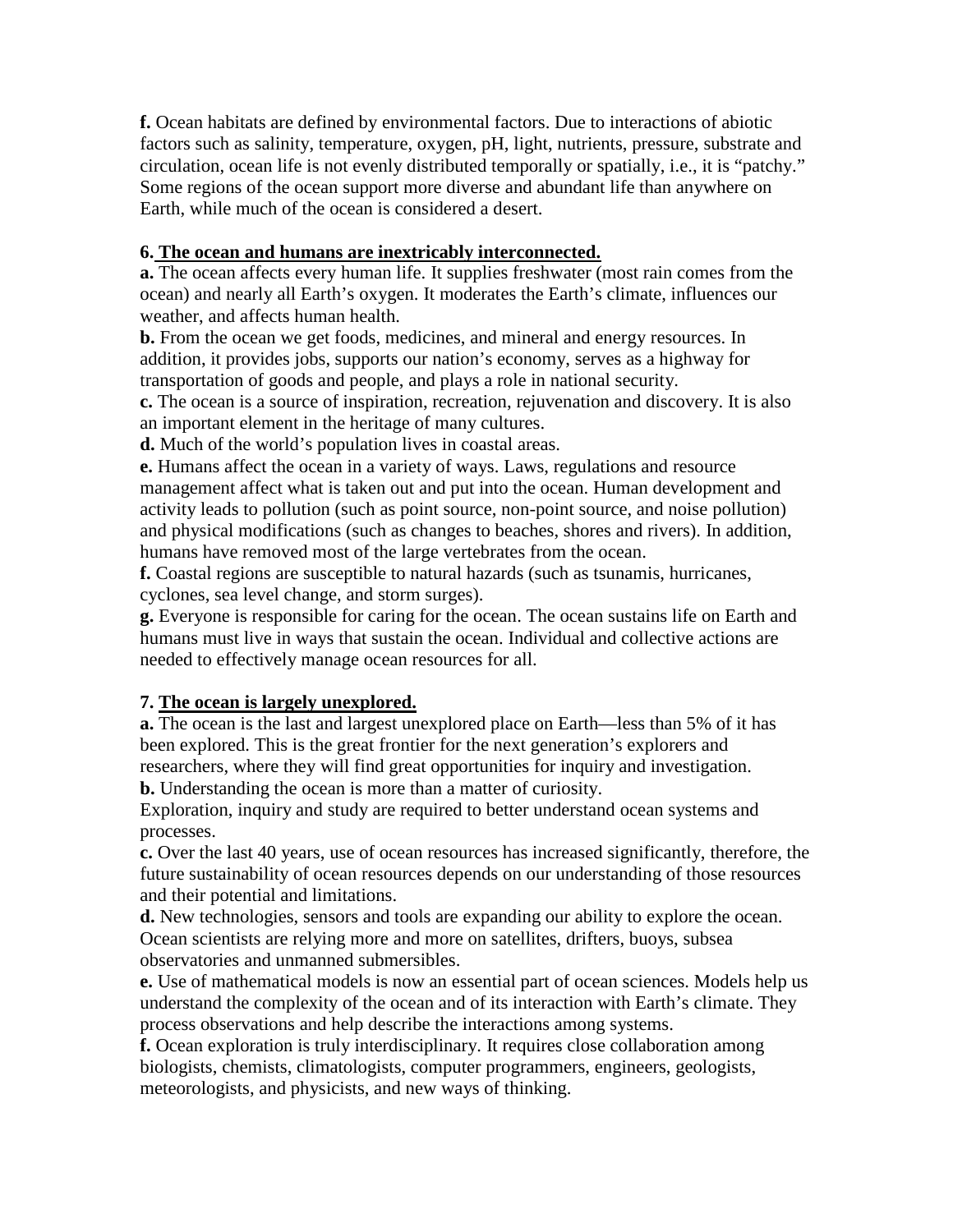**f.** Ocean habitats are defined by environmental factors. Due to interactions of abiotic factors such as salinity, temperature, oxygen, pH, light, nutrients, pressure, substrate and circulation, ocean life is not evenly distributed temporally or spatially, i.e., it is "patchy." Some regions of the ocean support more diverse and abundant life than anywhere on Earth, while much of the ocean is considered a desert.

**6. The ocean and humans are inextricably interconnected.**

**a.** The ocean affects every human life. It supplies freshwater (most rain comes from the ocean) and nearly all Earth's oxygen. It moderates the Earth's climate, influences our weather, and affects human health.

**b.** From the ocean we get foods, medicines, and mineral and energy resources. In addition, it provides jobs, supports our nation's economy, serves as a highway for transportation of goods and people, and plays a role in national security.

**c.** The ocean is a source of inspiration, recreation, rejuvenation and discovery. It is also an important element in the heritage of many cultures.

**d.** Much of the world's population lives in coastal areas.

**e.** Humans affect the ocean in a variety of ways. Laws, regulations and resource management affect what is taken out and put into the ocean. Human development and activity leads to pollution (such as point source, non-point source, and noise pollution) and physical modifications (such as changes to beaches, shores and rivers). In addition, humans have removed most of the large vertebrates from the ocean.

**f.** Coastal regions are susceptible to natural hazards (such as tsunamis, hurricanes, cyclones, sea level change, and storm surges).

**g.** Everyone is responsible for caring for the ocean. The ocean sustains life on Earth and humans must live in ways that sustain the ocean. Individual and collective actions are needed to effectively manage ocean resources for all.

**7. The ocean is largely unexplored.**

**a.** The ocean is the last and largest unexplored place on Earth—less than 5% of it has been explored. This is the great frontier for the next generation's explorers and researchers, where they will find great opportunities for inquiry and investigation.

**b.** Understanding the ocean is more than a matter of curiosity.
Exploration, inquiry and study are required to better understand ocean systems and processes.

**c.** Over the last 40 years, use of ocean resources has increased significantly, therefore, the future sustainability of ocean resources depends on our understanding of those resources and their potential and limitations.

**d.** New technologies, sensors and tools are expanding our ability to explore the ocean. Ocean scientists are relying more and more on satellites, drifters, buoys, subsea observatories and unmanned submersibles.

**e.** Use of mathematical models is now an essential part of ocean sciences. Models help us understand the complexity of the ocean and of its interaction with Earth's climate. They process observations and help describe the interactions among systems.

**f.** Ocean exploration is truly interdisciplinary. It requires close collaboration among biologists, chemists, climatologists, computer programmers, engineers, geologists, meteorologists, and physicists, and new ways of thinking.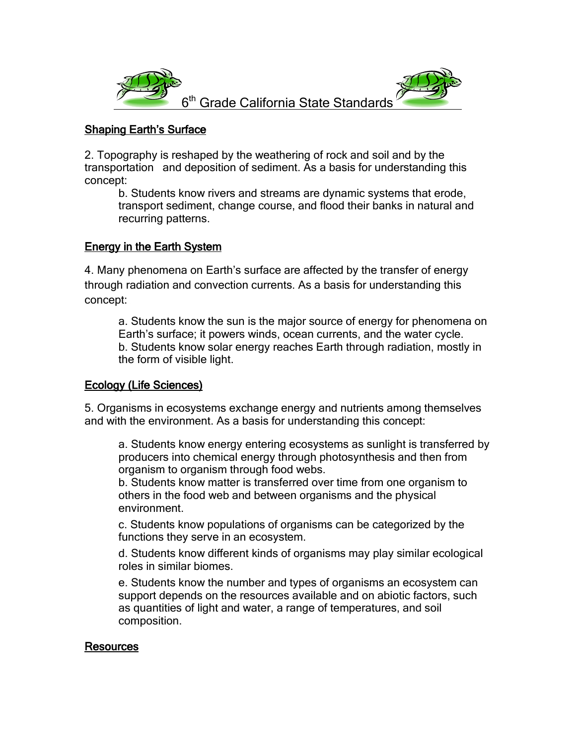# 6th Grade California State Standards

## Shaping Earth's Surface

2. Topography is reshaped by the weathering of rock and soil and by the transportation and deposition of sediment. As a basis for understanding this concept:

   b. Students know rivers and streams are dynamic systems that erode, transport sediment, change course, and flood their banks in natural and recurring patterns.

## Energy in the Earth System

4. Many phenomena on Earth's surface are affected by the transfer of energy through radiation and convection currents. As a basis for understanding this concept:

   a. Students know the sun is the major source of energy for phenomena on Earth's surface; it powers winds, ocean currents, and the water cycle.
   b. Students know solar energy reaches Earth through radiation, mostly in the form of visible light.

## Ecology (Life Sciences)

5. Organisms in ecosystems exchange energy and nutrients among themselves and with the environment. As a basis for understanding this concept:

   a. Students know energy entering ecosystems as sunlight is transferred by producers into chemical energy through photosynthesis and then from organism to organism through food webs.
   b. Students know matter is transferred over time from one organism to others in the food web and between organisms and the physical environment.

   c. Students know populations of organisms can be categorized by the functions they serve in an ecosystem.

   d. Students know different kinds of organisms may play similar ecological roles in similar biomes.

   e. Students know the number and types of organisms an ecosystem can support depends on the resources available and on abiotic factors, such as quantities of light and water, a range of temperatures, and soil composition.

## Resources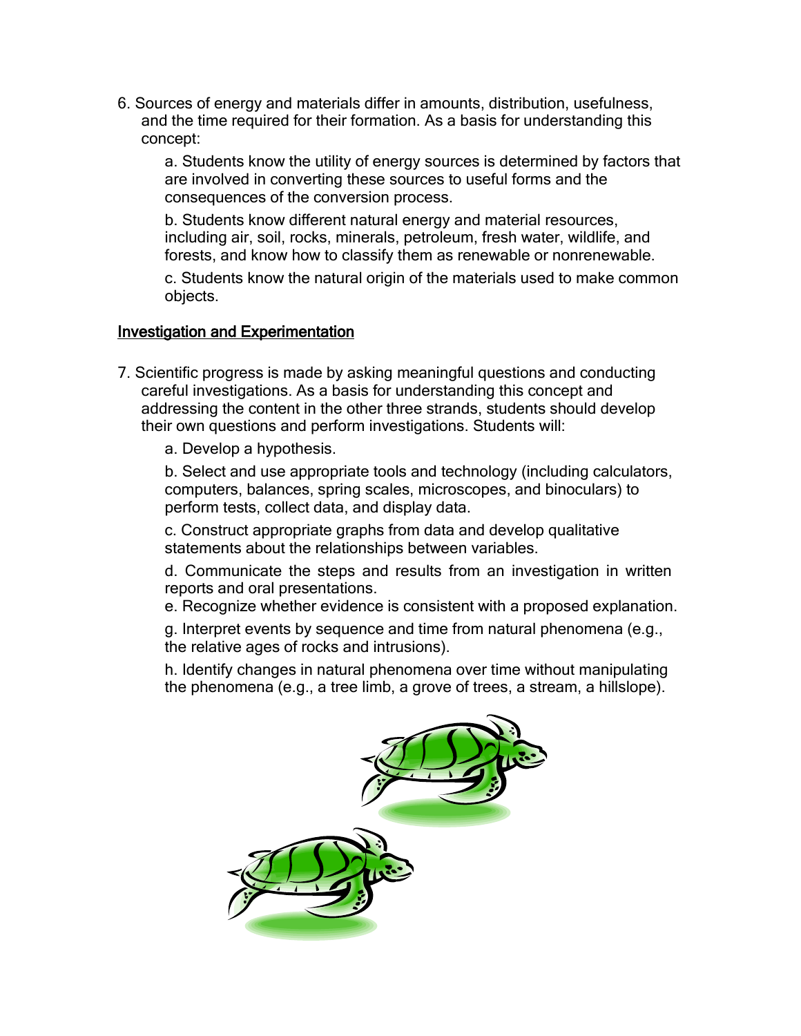6. Sources of energy and materials differ in amounts, distribution, usefulness, and the time required for their formation. As a basis for understanding this concept:

   a. Students know the utility of energy sources is determined by factors that are involved in converting these sources to useful forms and the consequences of the conversion process.

   b. Students know different natural energy and material resources, including air, soil, rocks, minerals, petroleum, fresh water, wildlife, and forests, and know how to classify them as renewable or nonrenewable.

   c. Students know the natural origin of the materials used to make common objects.

<u>Investigation and Experimentation</u>

7. Scientific progress is made by asking meaningful questions and conducting careful investigations. As a basis for understanding this concept and addressing the content in the other three strands, students should develop their own questions and perform investigations. Students will:

   a. Develop a hypothesis.

   b. Select and use appropriate tools and technology (including calculators, computers, balances, spring scales, microscopes, and binoculars) to perform tests, collect data, and display data.

   c. Construct appropriate graphs from data and develop qualitative statements about the relationships between variables.

   d. Communicate the steps and results from an investigation in written reports and oral presentations.

   e. Recognize whether evidence is consistent with a proposed explanation.

   g. Interpret events by sequence and time from natural phenomena (e.g., the relative ages of rocks and intrusions).

   h. Identify changes in natural phenomena over time without manipulating the phenomena (e.g., a tree limb, a grove of trees, a stream, a hillslope).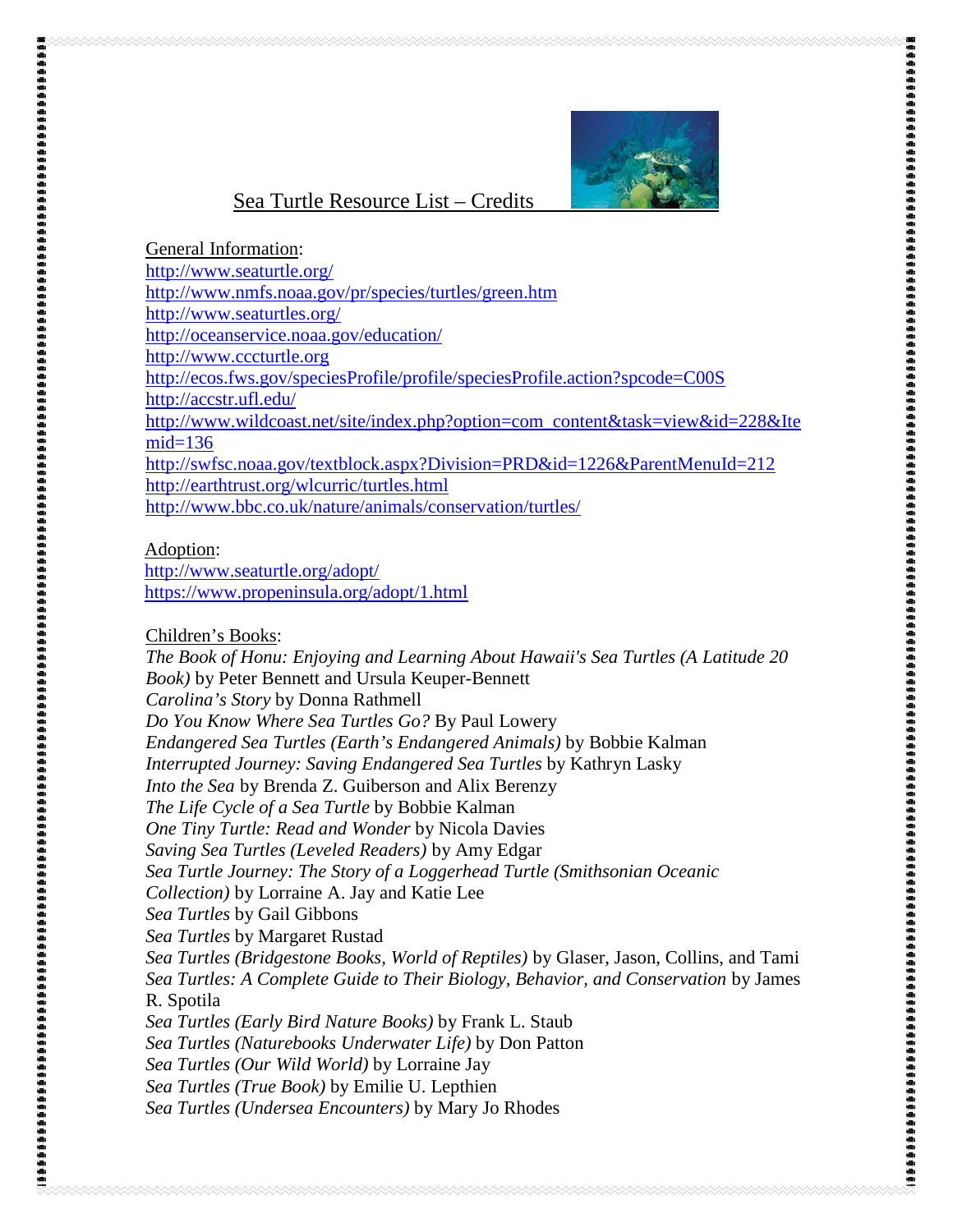# Sea Turtle Resource List – Credits

General Information:

http://www.seaturtle.org/
http://www.nmfs.noaa.gov/pr/species/turtles/green.htm
http://www.seaturtles.org/
http://oceanservice.noaa.gov/education/
http://www.cccturtle.org
http://ecos.fws.gov/speciesProfile/profile/speciesProfile.action?spcode=C00S
http://accstr.ufl.edu/
http://www.wildcoast.net/site/index.php?option=com_content&task=view&id=228&Itemid=136
http://swfsc.noaa.gov/textblock.aspx?Division=PRD&id=1226&ParentMenuId=212
http://earthtrust.org/wlcurric/turtles.html
http://www.bbc.co.uk/nature/animals/conservation/turtles/

Adoption:

http://www.seaturtle.org/adopt/
https://www.propeninsula.org/adopt/1.html

Children's Books:

*The Book of Honu: Enjoying and Learning About Hawaii's Sea Turtles (A Latitude 20 Book)* by Peter Bennett and Ursula Keuper-Bennett
*Carolina's Story* by Donna Rathmell
*Do You Know Where Sea Turtles Go?* By Paul Lowery
*Endangered Sea Turtles (Earth's Endangered Animals)* by Bobbie Kalman
*Interrupted Journey: Saving Endangered Sea Turtles* by Kathryn Lasky
*Into the Sea* by Brenda Z. Guiberson and Alix Berenzy
*The Life Cycle of a Sea Turtle* by Bobbie Kalman
*One Tiny Turtle: Read and Wonder* by Nicola Davies
*Saving Sea Turtles (Leveled Readers)* by Amy Edgar
*Sea Turtle Journey: The Story of a Loggerhead Turtle (Smithsonian Oceanic Collection)* by Lorraine A. Jay and Katie Lee
*Sea Turtles* by Gail Gibbons
*Sea Turtles* by Margaret Rustad
*Sea Turtles (Bridgestone Books, World of Reptiles)* by Glaser, Jason, Collins, and Tami
*Sea Turtles: A Complete Guide to Their Biology, Behavior, and Conservation* by James R. Spotila
*Sea Turtles (Early Bird Nature Books)* by Frank L. Staub
*Sea Turtles (Naturebooks Underwater Life)* by Don Patton
*Sea Turtles (Our Wild World)* by Lorraine Jay
*Sea Turtles (True Book)* by Emilie U. Lepthien
*Sea Turtles (Undersea Encounters)* by Mary Jo Rhodes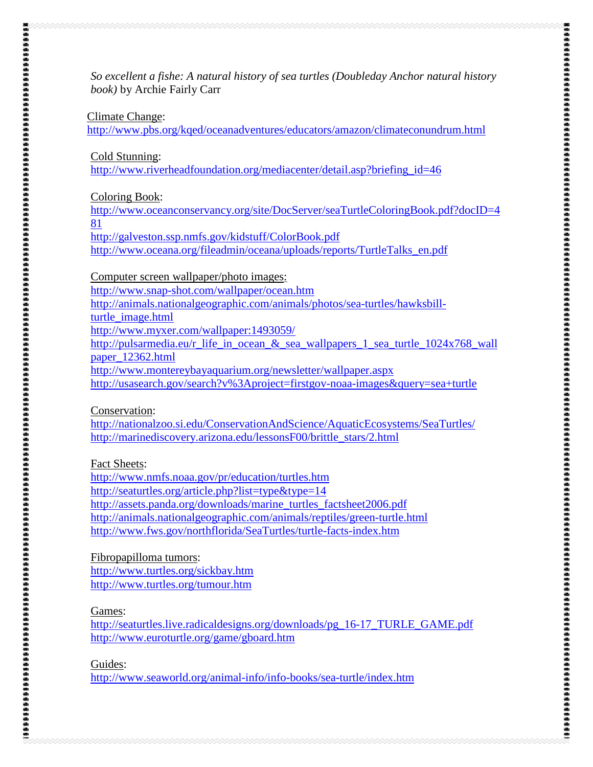*So excellent a fishe: A natural history of sea turtles (Doubleday Anchor natural history book)* by Archie Fairly Carr

Climate Change:
http://www.pbs.org/kqed/oceanadventures/educators/amazon/climateconundrum.html

Cold Stunning:
http://www.riverheadfoundation.org/mediacenter/detail.asp?briefing_id=46

Coloring Book:
http://www.oceanconservancy.org/site/DocServer/seaTurtleColoringBook.pdf?docID=481
http://galveston.ssp.nmfs.gov/kidstuff/ColorBook.pdf
http://www.oceana.org/fileadmin/oceana/uploads/reports/TurtleTalks_en.pdf

Computer screen wallpaper/photo images:
http://www.snap-shot.com/wallpaper/ocean.htm
http://animals.nationalgeographic.com/animals/photos/sea-turtles/hawksbill-turtle_image.html
http://www.myxer.com/wallpaper:1493059/
http://pulsarmedia.eu/r_life_in_ocean_&_sea_wallpapers_1_sea_turtle_1024x768_wallpaper_12362.html
http://www.montereybayaquarium.org/newsletter/wallpaper.aspx
http://usasearch.gov/search?v%3Aproject=firstgov-noaa-images&query=sea+turtle

Conservation:
http://nationalzoo.si.edu/ConservationAndScience/AquaticEcosystems/SeaTurtles/
http://marinediscovery.arizona.edu/lessonsF00/brittle_stars/2.html

Fact Sheets:
http://www.nmfs.noaa.gov/pr/education/turtles.htm
http://seaturtles.org/article.php?list=type&type=14
http://assets.panda.org/downloads/marine_turtles_factsheet2006.pdf
http://animals.nationalgeographic.com/animals/reptiles/green-turtle.html
http://www.fws.gov/northflorida/SeaTurtles/turtle-facts-index.htm

Fibropapilloma tumors:
http://www.turtles.org/sickbay.htm
http://www.turtles.org/tumour.htm

Games:
http://seaturtles.live.radicaldesigns.org/downloads/pg_16-17_TURLE_GAME.pdf
http://www.euroturtle.org/game/gboard.htm

Guides:
http://www.seaworld.org/animal-info/info-books/sea-turtle/index.htm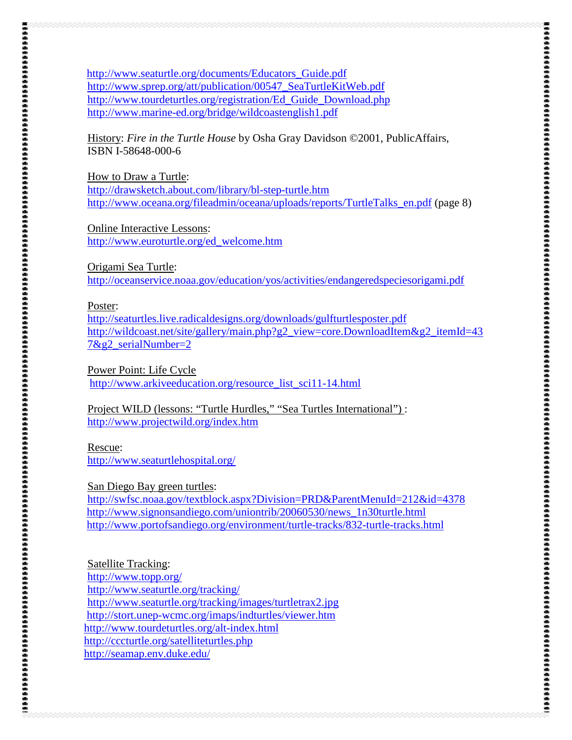http://www.seaturtle.org/documents/Educators_Guide.pdf
http://www.sprep.org/att/publication/00547_SeaTurtleKitWeb.pdf
http://www.tourdeturtles.org/registration/Ed_Guide_Download.php
http://www.marine-ed.org/bridge/wildcoastenglish1.pdf

History: *Fire in the Turtle House* by Osha Gray Davidson ©2001, PublicAffairs, ISBN I-58648-000-6

How to Draw a Turtle:
http://drawsketch.about.com/library/bl-step-turtle.htm
http://www.oceana.org/fileadmin/oceana/uploads/reports/TurtleTalks_en.pdf (page 8)

Online Interactive Lessons:
http://www.euroturtle.org/ed_welcome.htm

Origami Sea Turtle:
http://oceanservice.noaa.gov/education/yos/activities/endangeredspeciesorigami.pdf

Poster:
http://seaturtles.live.radicaldesigns.org/downloads/gulfturtlesposter.pdf
http://wildcoast.net/site/gallery/main.php?g2_view=core.DownloadItem&g2_itemId=437&g2_serialNumber=2

Power Point: Life Cycle
http://www.arkiveeducation.org/resource_list_sci11-14.html

Project WILD (lessons: "Turtle Hurdles," "Sea Turtles International") :
http://www.projectwild.org/index.htm

Rescue:
http://www.seaturtlehospital.org/

San Diego Bay green turtles:
http://swfsc.noaa.gov/textblock.aspx?Division=PRD&ParentMenuId=212&id=4378
http://www.signonsandiego.com/uniontrib/20060530/news_1n30turtle.html
http://www.portofsandiego.org/environment/turtle-tracks/832-turtle-tracks.html

Satellite Tracking:
http://www.topp.org/
http://www.seaturtle.org/tracking/
http://www.seaturtle.org/tracking/images/turtletrax2.jpg
http://stort.unep-wcmc.org/imaps/indturtles/viewer.htm
http://www.tourdeturtles.org/alt-index.html
http://cccturtle.org/satelliteturtles.php
http://seamap.env.duke.edu/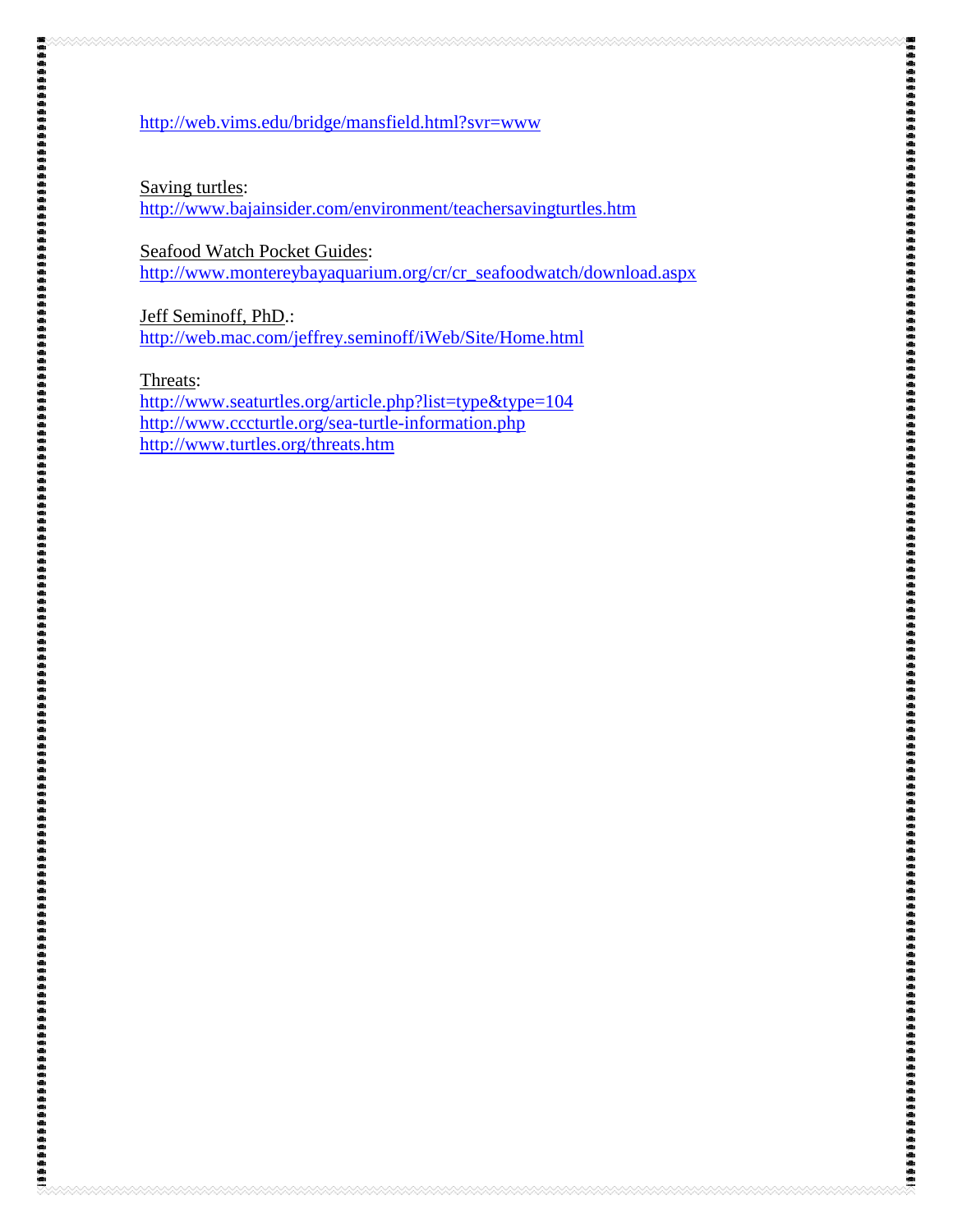http://web.vims.edu/bridge/mansfield.html?svr=www

Saving turtles:
http://www.bajainsider.com/environment/teachersavingturtles.htm

Seafood Watch Pocket Guides:
http://www.montereybayaquarium.org/cr/cr_seafoodwatch/download.aspx

Jeff Seminoff, PhD.:
http://web.mac.com/jeffrey.seminoff/iWeb/Site/Home.html

Threats:
http://www.seaturtles.org/article.php?list=type&type=104
http://www.cccturtle.org/sea-turtle-information.php
http://www.turtles.org/threats.htm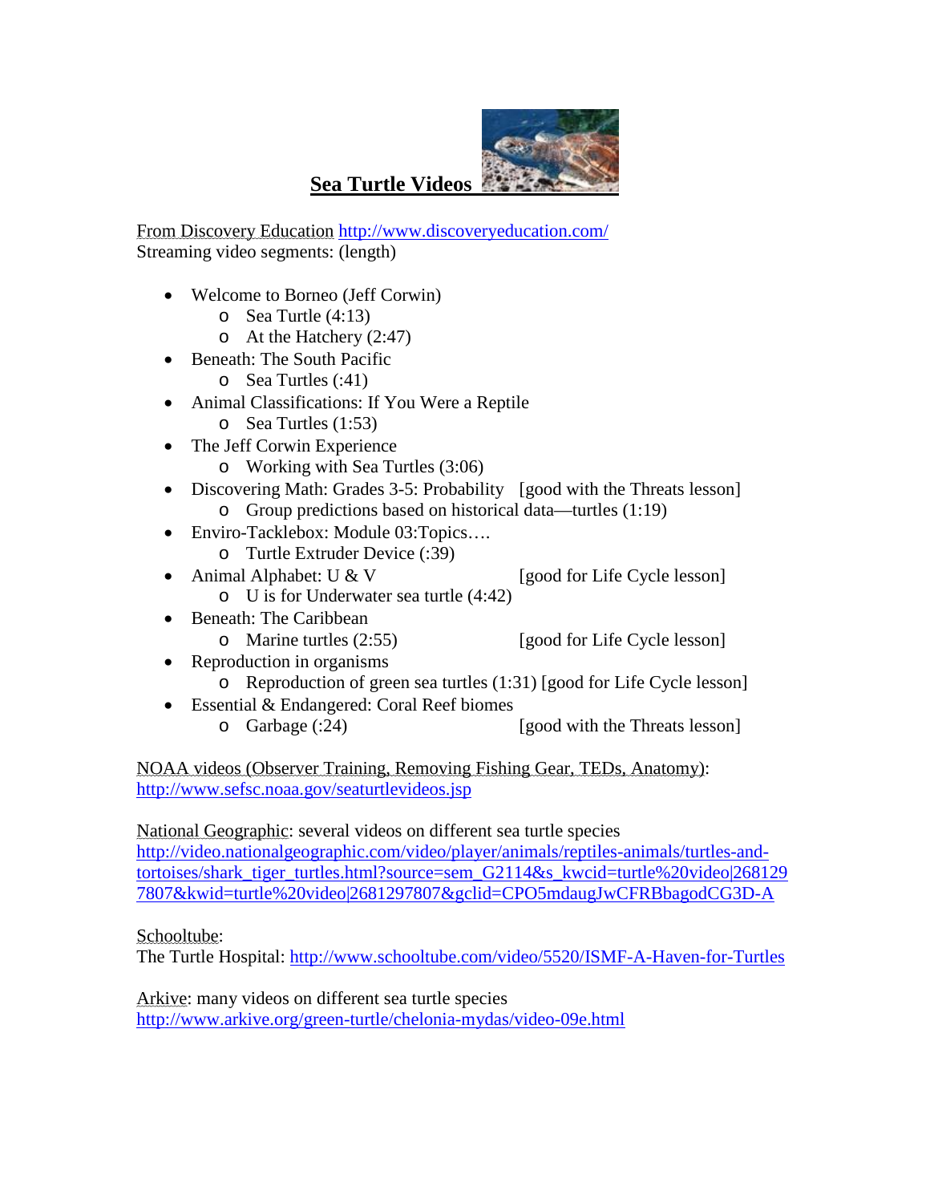# Sea Turtle Videos

From Discovery Education http://www.discoveryeducation.com/
Streaming video segments: (length)

- Welcome to Borneo (Jeff Corwin)
  - Sea Turtle (4:13)
  - At the Hatchery (2:47)
- Beneath: The South Pacific
  - Sea Turtles (:41)
- Animal Classifications: If You Were a Reptile
  - Sea Turtles (1:53)
- The Jeff Corwin Experience
  - Working with Sea Turtles (3:06)
- Discovering Math: Grades 3-5: Probability [good with the Threats lesson]
  - Group predictions based on historical data—turtles (1:19)
- Enviro-Tacklebox: Module 03:Topics….
  - Turtle Extruder Device (:39)
- Animal Alphabet: U & V [good for Life Cycle lesson]
  - U is for Underwater sea turtle (4:42)
- Beneath: The Caribbean
  - Marine turtles (2:55) [good for Life Cycle lesson]
- Reproduction in organisms
  - Reproduction of green sea turtles (1:31) [good for Life Cycle lesson]
- Essential & Endangered: Coral Reef biomes
  - Garbage (:24) [good with the Threats lesson]

NOAA videos (Observer Training, Removing Fishing Gear, TEDs, Anatomy):
http://www.sefsc.noaa.gov/seaturtlevideos.jsp

National Geographic: several videos on different sea turtle species
http://video.nationalgeographic.com/video/player/animals/reptiles-animals/turtles-and-tortoises/shark_tiger_turtles.html?source=sem_G2114&s_kwcid=turtle%20video|2681297807&kwid=turtle%20video|2681297807&gclid=CPO5mdaugJwCFRBbagodCG3D-A

Schooltube:
The Turtle Hospital: http://www.schooltube.com/video/5520/ISMF-A-Haven-for-Turtles

Arkive: many videos on different sea turtle species
http://www.arkive.org/green-turtle/chelonia-mydas/video-09e.html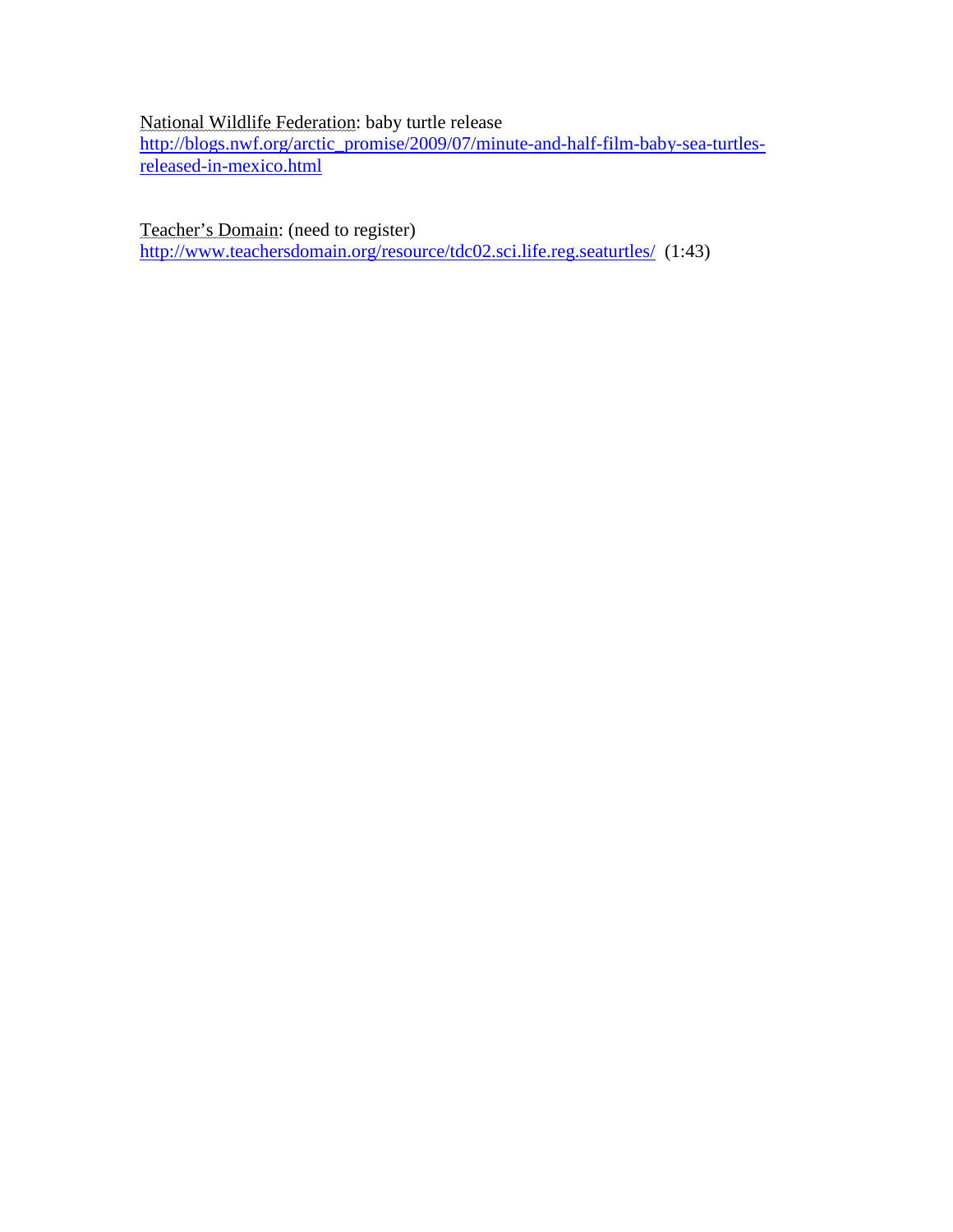National Wildlife Federation: baby turtle release
[http://blogs.nwf.org/arctic_promise/2009/07/minute-and-half-film-baby-sea-turtles-released-in-mexico.html](http://blogs.nwf.org/arctic_promise/2009/07/minute-and-half-film-baby-sea-turtles-released-in-mexico.html)

Teacher's Domain: (need to register)
[http://www.teachersdomain.org/resource/tdc02.sci.life.reg.seaturtles/](http://www.teachersdomain.org/resource/tdc02.sci.life.reg.seaturtles/) (1:43)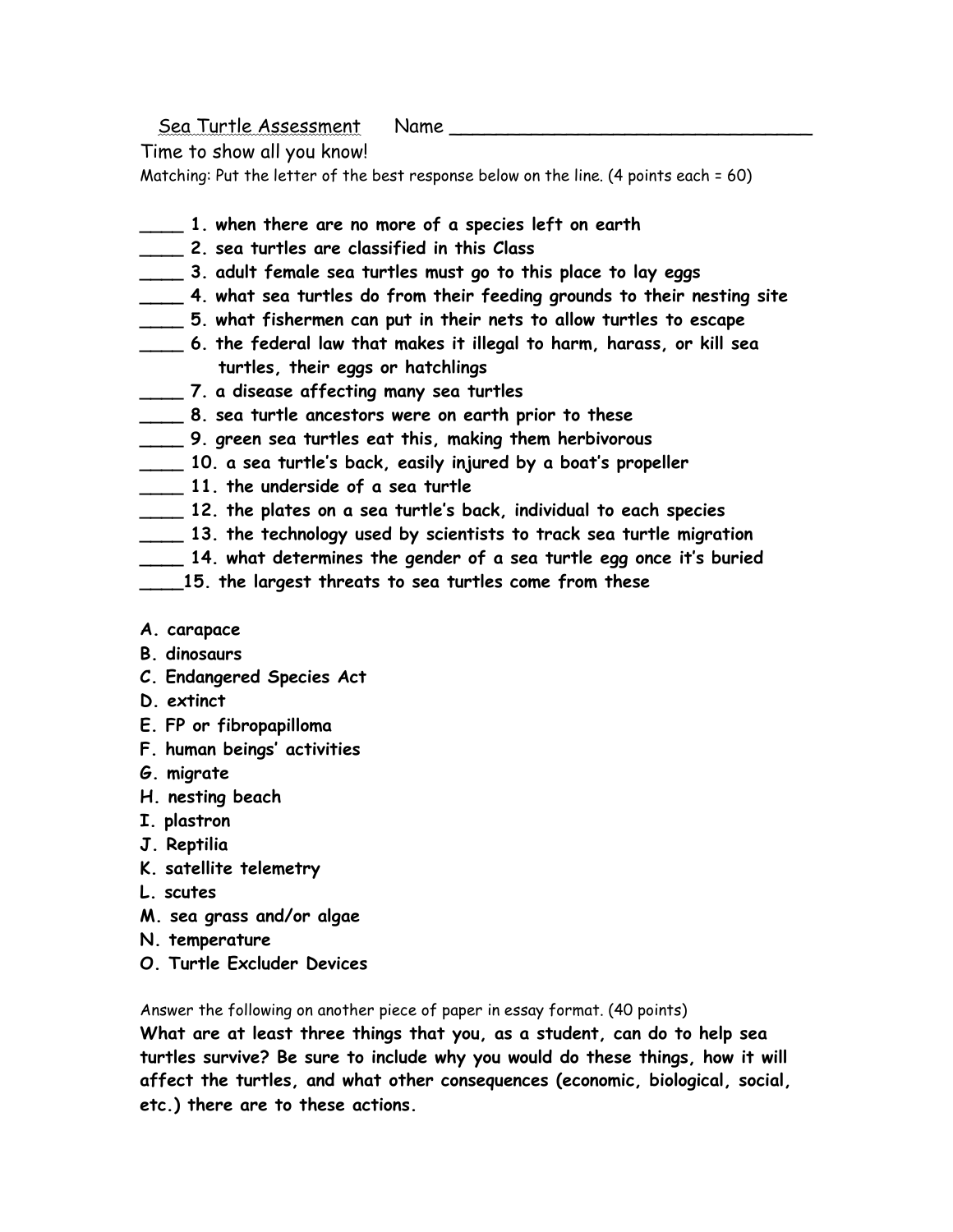Sea Turtle Assessment Name ________________________________

Time to show all you know!

Matching: Put the letter of the best response below on the line. (4 points each = 60)

**____ 1. when there are no more of a species left on earth**
**____ 2. sea turtles are classified in this Class**
**____ 3. adult female sea turtles must go to this place to lay eggs**
**____ 4. what sea turtles do from their feeding grounds to their nesting site**
**____ 5. what fishermen can put in their nets to allow turtles to escape**
**____ 6. the federal law that makes it illegal to harm, harass, or kill sea turtles, their eggs or hatchlings**
**____ 7. a disease affecting many sea turtles**
**____ 8. sea turtle ancestors were on earth prior to these**
**____ 9. green sea turtles eat this, making them herbivorous**
**____ 10. a sea turtle's back, easily injured by a boat's propeller**
**____ 11. the underside of a sea turtle**
**____ 12. the plates on a sea turtle's back, individual to each species**
**____ 13. the technology used by scientists to track sea turtle migration**
**____ 14. what determines the gender of a sea turtle egg once it's buried**
**____15. the largest threats to sea turtles come from these**

**A. carapace**
**B. dinosaurs**
**C. Endangered Species Act**
**D. extinct**
**E. FP or fibropapilloma**
**F. human beings' activities**
**G. migrate**
**H. nesting beach**
**I. plastron**
**J. Reptilia**
**K. satellite telemetry**
**L. scutes**
**M. sea grass and/or algae**
**N. temperature**
**O. Turtle Excluder Devices**

Answer the following on another piece of paper in essay format. (40 points)

**What are at least three things that you, as a student, can do to help sea turtles survive? Be sure to include why you would do these things, how it will affect the turtles, and what other consequences (economic, biological, social, etc.) there are to these actions.**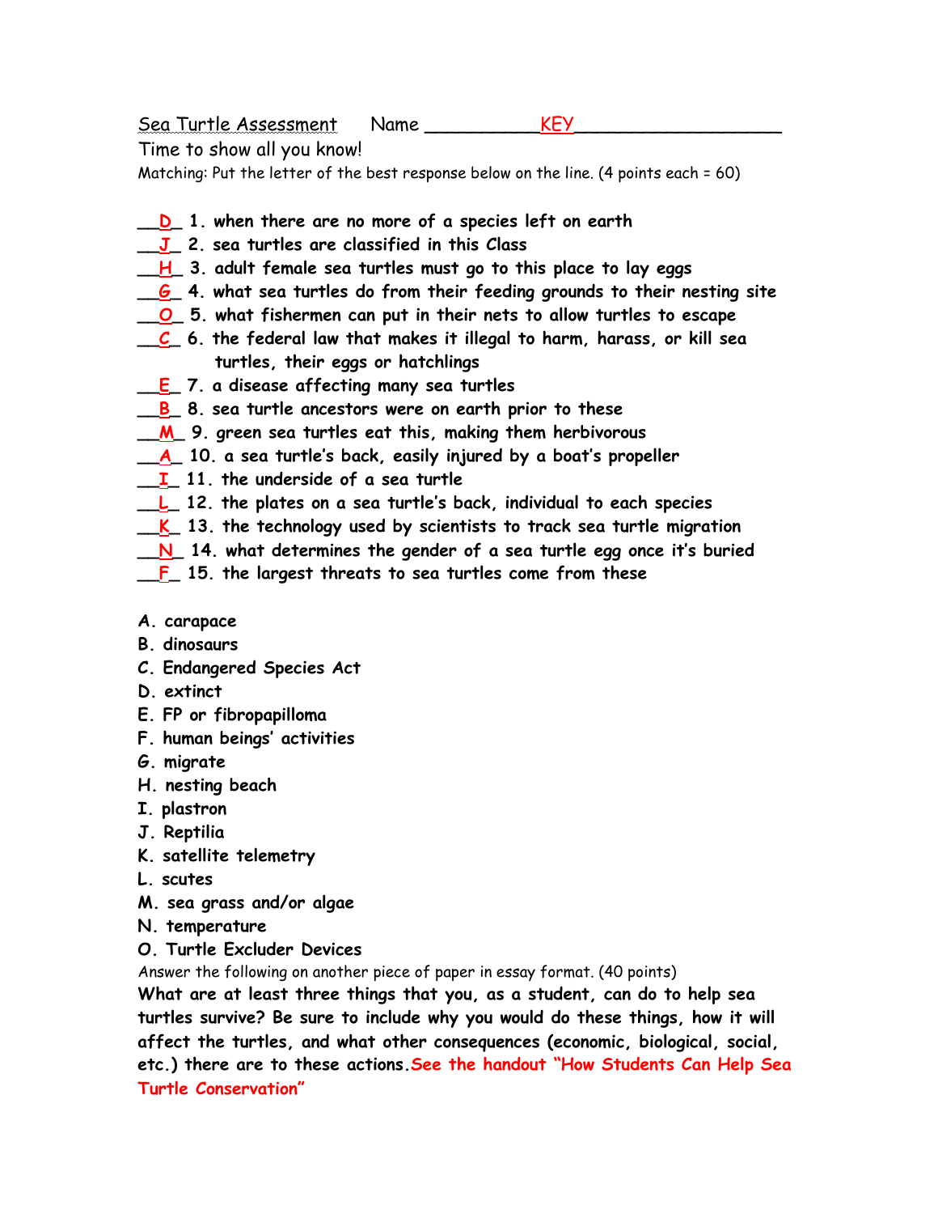Sea Turtle Assessment Name ___________KEY___________________

Time to show all you know!

Matching: Put the letter of the best response below on the line. (4 points each = 60)

**__D_ 1. when there are no more of a species left on earth**
**__J_ 2. sea turtles are classified in this Class**
**__H_ 3. adult female sea turtles must go to this place to lay eggs**
**__G_ 4. what sea turtles do from their feeding grounds to their nesting site**
**__O_ 5. what fishermen can put in their nets to allow turtles to escape**
**__C_ 6. the federal law that makes it illegal to harm, harass, or kill sea turtles, their eggs or hatchlings**
**__E_ 7. a disease affecting many sea turtles**
**__B_ 8. sea turtle ancestors were on earth prior to these**
**__M_ 9. green sea turtles eat this, making them herbivorous**
**__A_ 10. a sea turtle's back, easily injured by a boat's propeller**
**__I_ 11. the underside of a sea turtle**
**__L_ 12. the plates on a sea turtle's back, individual to each species**
**__K_ 13. the technology used by scientists to track sea turtle migration**
**__N_ 14. what determines the gender of a sea turtle egg once it's buried**
**__F_ 15. the largest threats to sea turtles come from these**

**A. carapace**
**B. dinosaurs**
**C. Endangered Species Act**
**D. extinct**
**E. FP or fibropapilloma**
**F. human beings' activities**
**G. migrate**
**H. nesting beach**
**I. plastron**
**J. Reptilia**
**K. satellite telemetry**
**L. scutes**
**M. sea grass and/or algae**
**N. temperature**
**O. Turtle Excluder Devices**

Answer the following on another piece of paper in essay format. (40 points)

**What are at least three things that you, as a student, can do to help sea turtles survive? Be sure to include why you would do these things, how it will affect the turtles, and what other consequences (economic, biological, social, etc.) there are to these actions. See the handout "How Students Can Help Sea Turtle Conservation"**